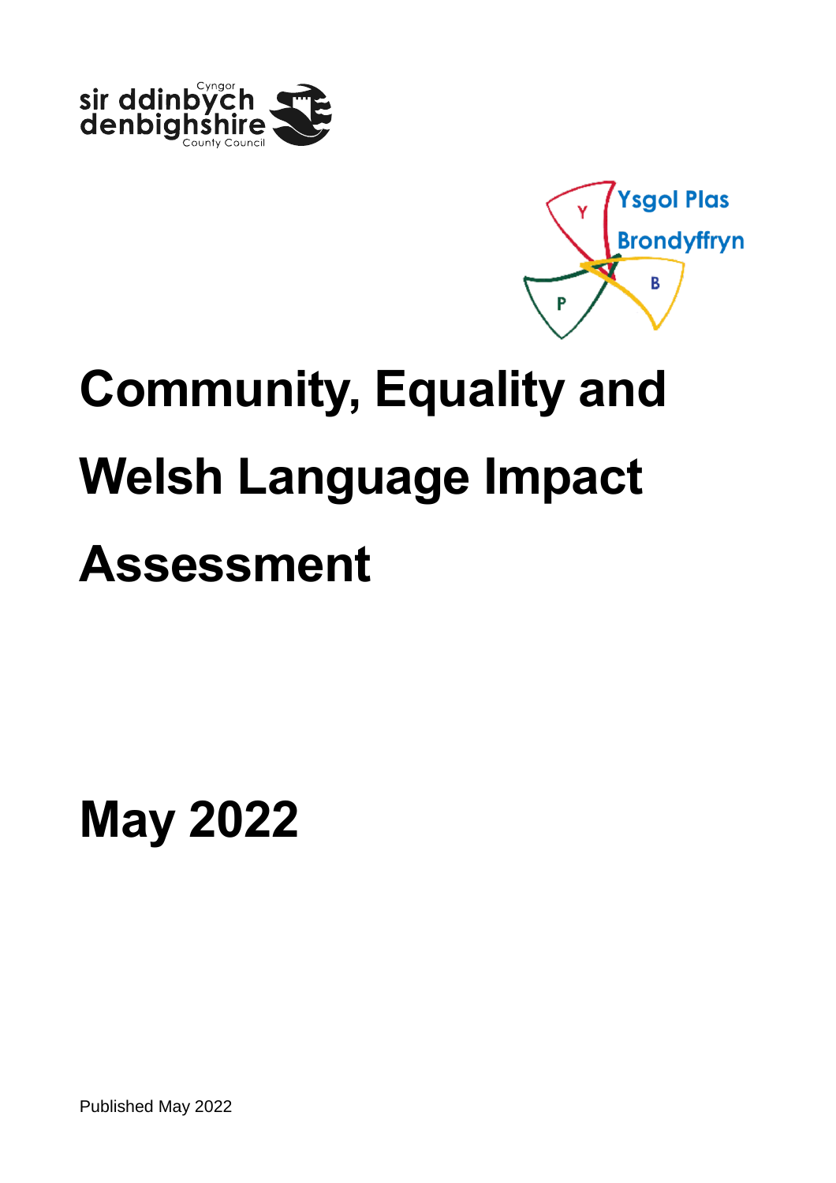# Community, Equality and Welsh Language Impact Assessment

# May 2022

Published May 2022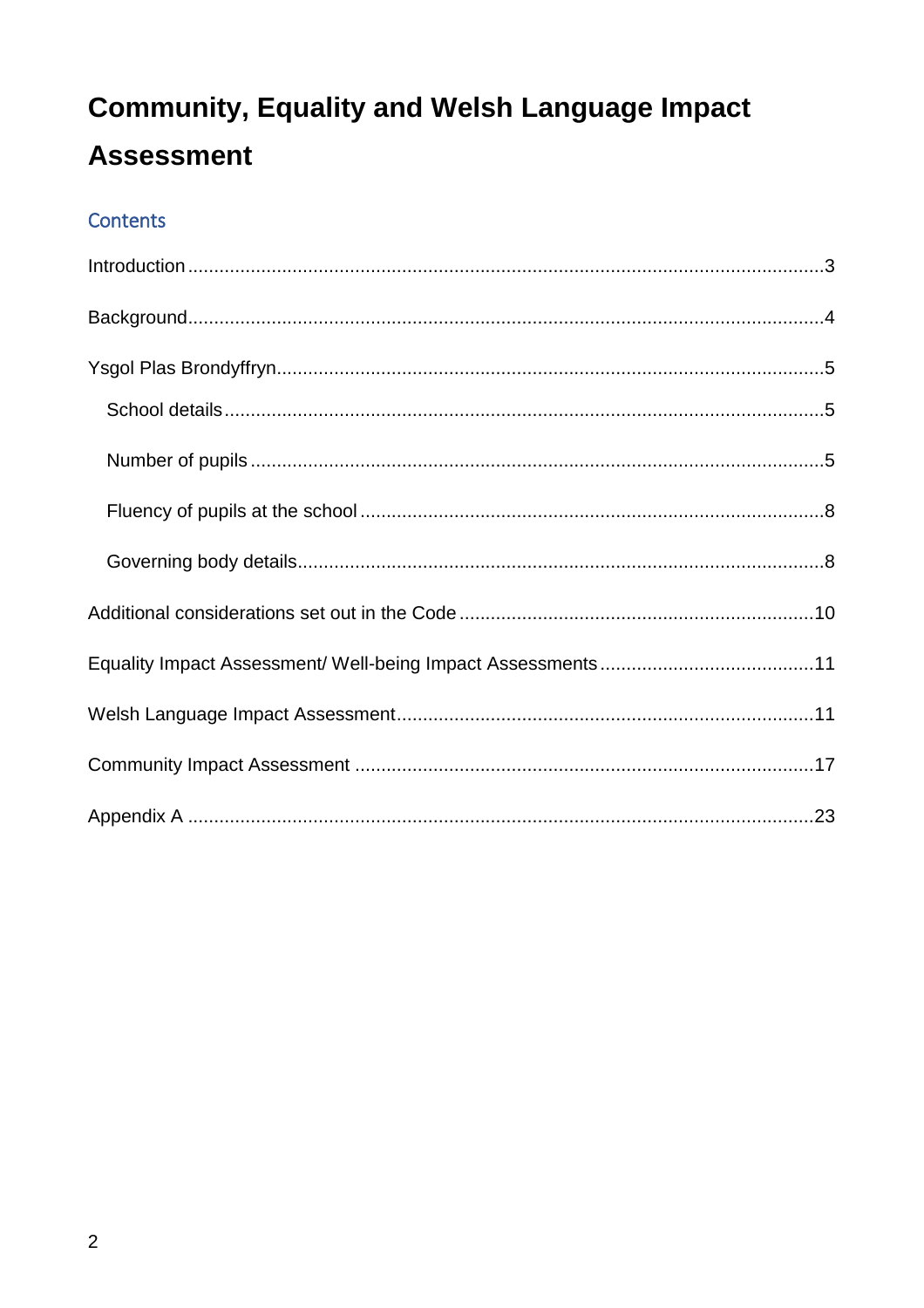# Community, Equality and Welsh Language Impact Assessment

## Contents

Introduction ....................................................................................................................3

Background.....................................................................................................................4

Ysgol Plas Brondyffryn...................................................................................................5

- School details..............................................................................................................5
- Number of pupils .........................................................................................................5
- Fluency of pupils at the school ....................................................................................8
- Governing body details................................................................................................8

Additional considerations set out in the Code ...............................................................10

Equality Impact Assessment/ Well-being Impact Assessments .....................................11

Welsh Language Impact Assessment............................................................................11

Community Impact Assessment ....................................................................................17

Appendix A ....................................................................................................................23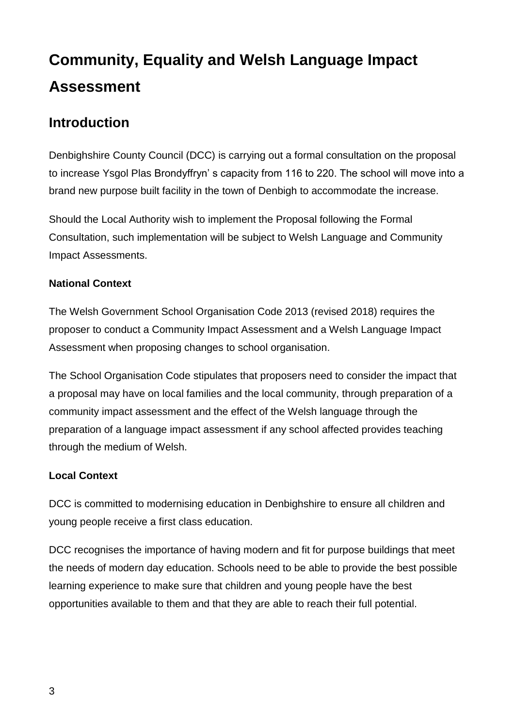# Community, Equality and Welsh Language Impact Assessment

## Introduction

Denbighshire County Council (DCC) is carrying out a formal consultation on the proposal to increase Ysgol Plas Brondyffryn' s capacity from 116 to 220. The school will move into a brand new purpose built facility in the town of Denbigh to accommodate the increase.

Should the Local Authority wish to implement the Proposal following the Formal Consultation, such implementation will be subject to Welsh Language and Community Impact Assessments.

**National Context**

The Welsh Government School Organisation Code 2013 (revised 2018) requires the proposer to conduct a Community Impact Assessment and a Welsh Language Impact Assessment when proposing changes to school organisation.

The School Organisation Code stipulates that proposers need to consider the impact that a proposal may have on local families and the local community, through preparation of a community impact assessment and the effect of the Welsh language through the preparation of a language impact assessment if any school affected provides teaching through the medium of Welsh.

**Local Context**

DCC is committed to modernising education in Denbighshire to ensure all children and young people receive a first class education.

DCC recognises the importance of having modern and fit for purpose buildings that meet the needs of modern day education. Schools need to be able to provide the best possible learning experience to make sure that children and young people have the best opportunities available to them and that they are able to reach their full potential.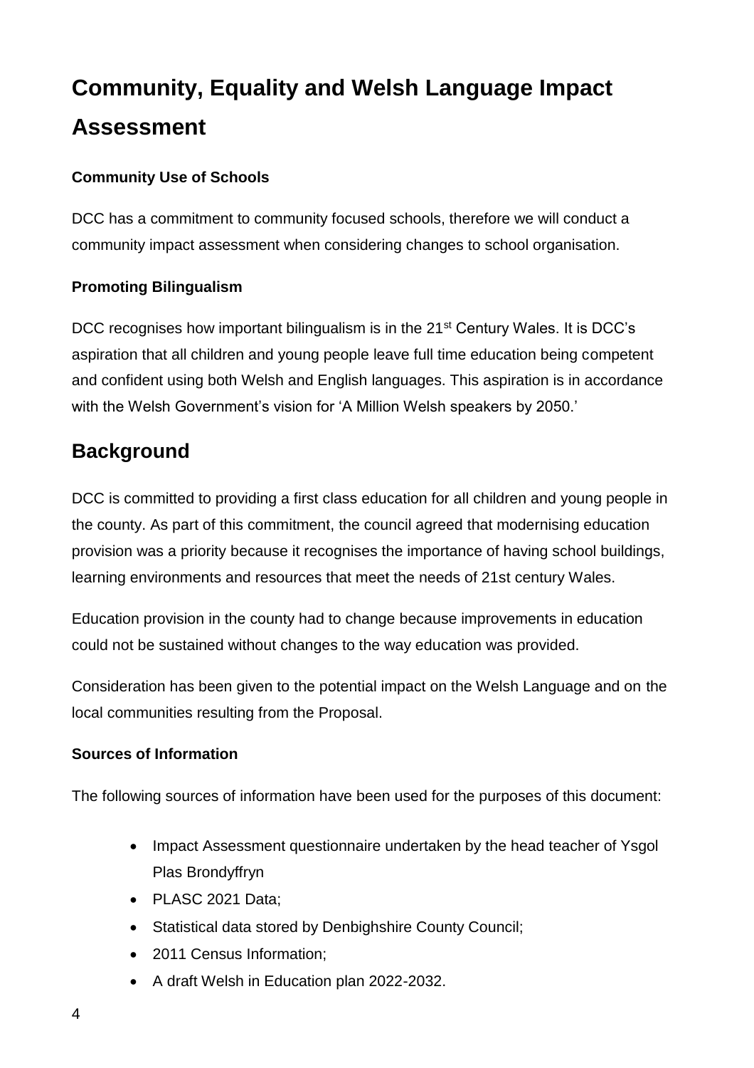# Community, Equality and Welsh Language Impact Assessment

### Community Use of Schools

DCC has a commitment to community focused schools, therefore we will conduct a community impact assessment when considering changes to school organisation.

### Promoting Bilingualism

DCC recognises how important bilingualism is in the 21st Century Wales. It is DCC's aspiration that all children and young people leave full time education being competent and confident using both Welsh and English languages. This aspiration is in accordance with the Welsh Government's vision for 'A Million Welsh speakers by 2050.'

## Background

DCC is committed to providing a first class education for all children and young people in the county. As part of this commitment, the council agreed that modernising education provision was a priority because it recognises the importance of having school buildings, learning environments and resources that meet the needs of 21st century Wales.

Education provision in the county had to change because improvements in education could not be sustained without changes to the way education was provided.

Consideration has been given to the potential impact on the Welsh Language and on the local communities resulting from the Proposal.

### Sources of Information

The following sources of information have been used for the purposes of this document:

- Impact Assessment questionnaire undertaken by the head teacher of Ysgol Plas Brondyffryn
- PLASC 2021 Data;
- Statistical data stored by Denbighshire County Council;
- 2011 Census Information;
- A draft Welsh in Education plan 2022-2032.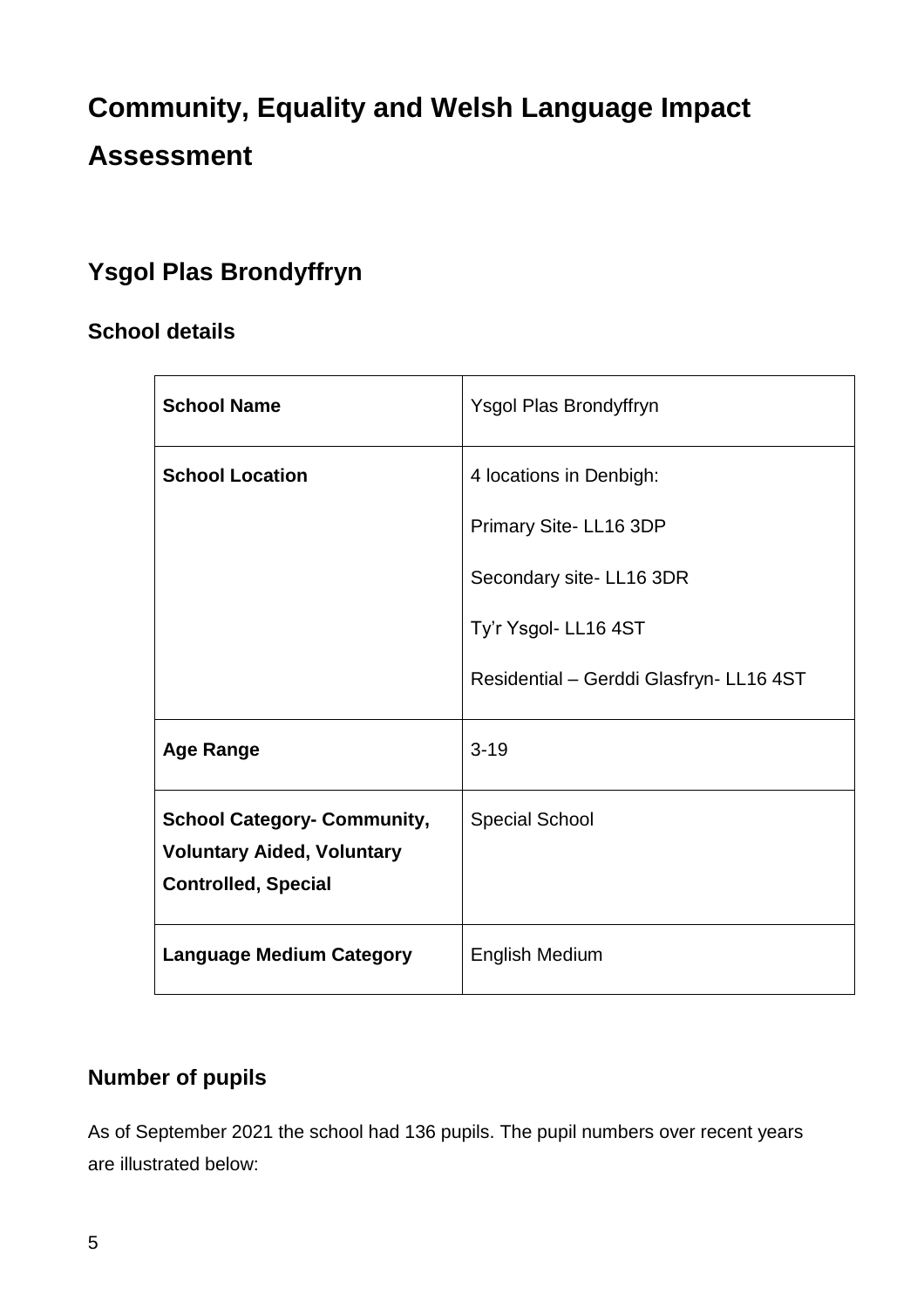# Community, Equality and Welsh Language Impact Assessment

## Ysgol Plas Brondyffryn

### School details

| **School Name** | Ysgol Plas Brondyffryn |
|---|---|
| **School Location** | 4 locations in Denbigh:<br>Primary Site- LL16 3DP<br>Secondary site- LL16 3DR<br>Ty'r Ysgol- LL16 4ST<br>Residential – Gerddi Glasfryn- LL16 4ST |
| **Age Range** | 3-19 |
| **School Category- Community, Voluntary Aided, Voluntary Controlled, Special** | Special School |
| **Language Medium Category** | English Medium |

### Number of pupils

As of September 2021 the school had 136 pupils. The pupil numbers over recent years are illustrated below: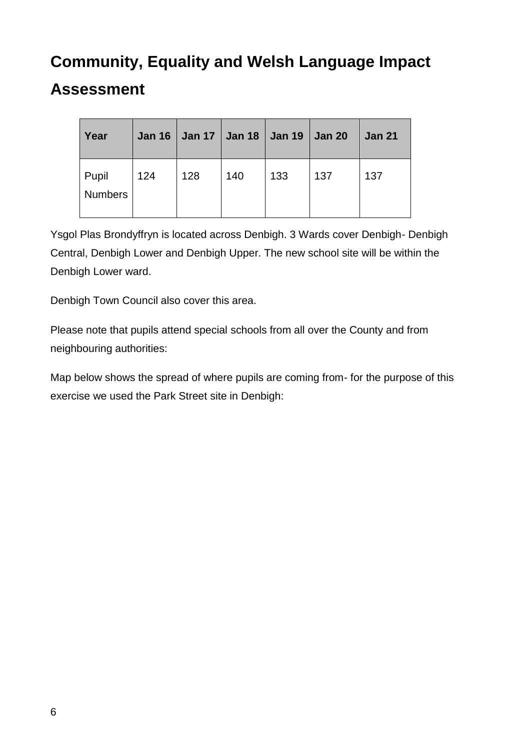# Community, Equality and Welsh Language Impact Assessment

| Year | Jan 16 | Jan 17 | Jan 18 | Jan 19 | Jan 20 | Jan 21 |
|---|---|---|---|---|---|---|
| Pupil Numbers | 124 | 128 | 140 | 133 | 137 | 137 |

Ysgol Plas Brondyffryn is located across Denbigh. 3 Wards cover Denbigh- Denbigh Central, Denbigh Lower and Denbigh Upper. The new school site will be within the Denbigh Lower ward.

Denbigh Town Council also cover this area.

Please note that pupils attend special schools from all over the County and from neighbouring authorities:

Map below shows the spread of where pupils are coming from- for the purpose of this exercise we used the Park Street site in Denbigh: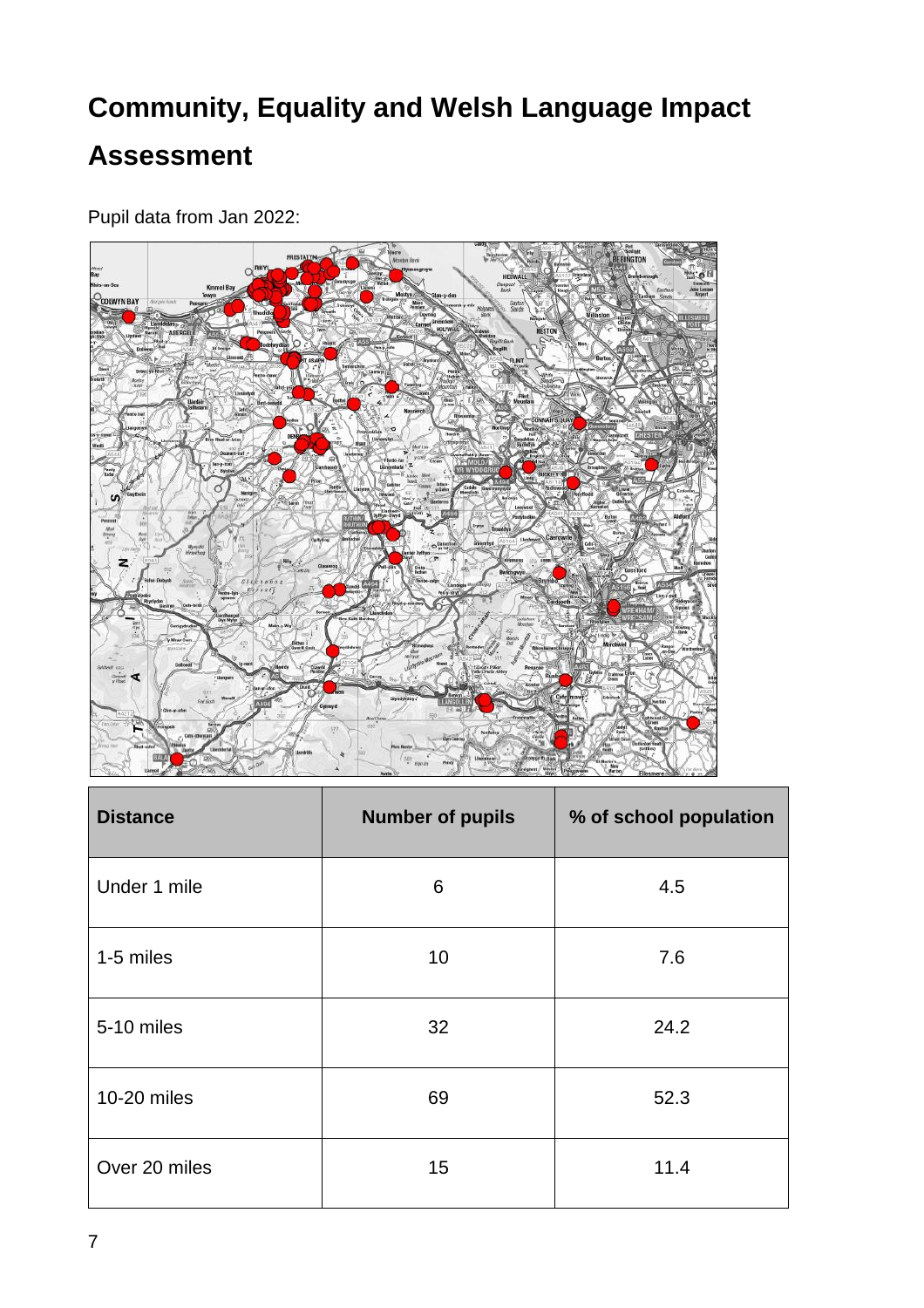# Community, Equality and Welsh Language Impact Assessment

Pupil data from Jan 2022:

| Distance | Number of pupils | % of school population |
| --- | --- | --- |
| Under 1 mile | 6 | 4.5 |
| 1-5 miles | 10 | 7.6 |
| 5-10 miles | 32 | 24.2 |
| 10-20 miles | 69 | 52.3 |
| Over 20 miles | 15 | 11.4 |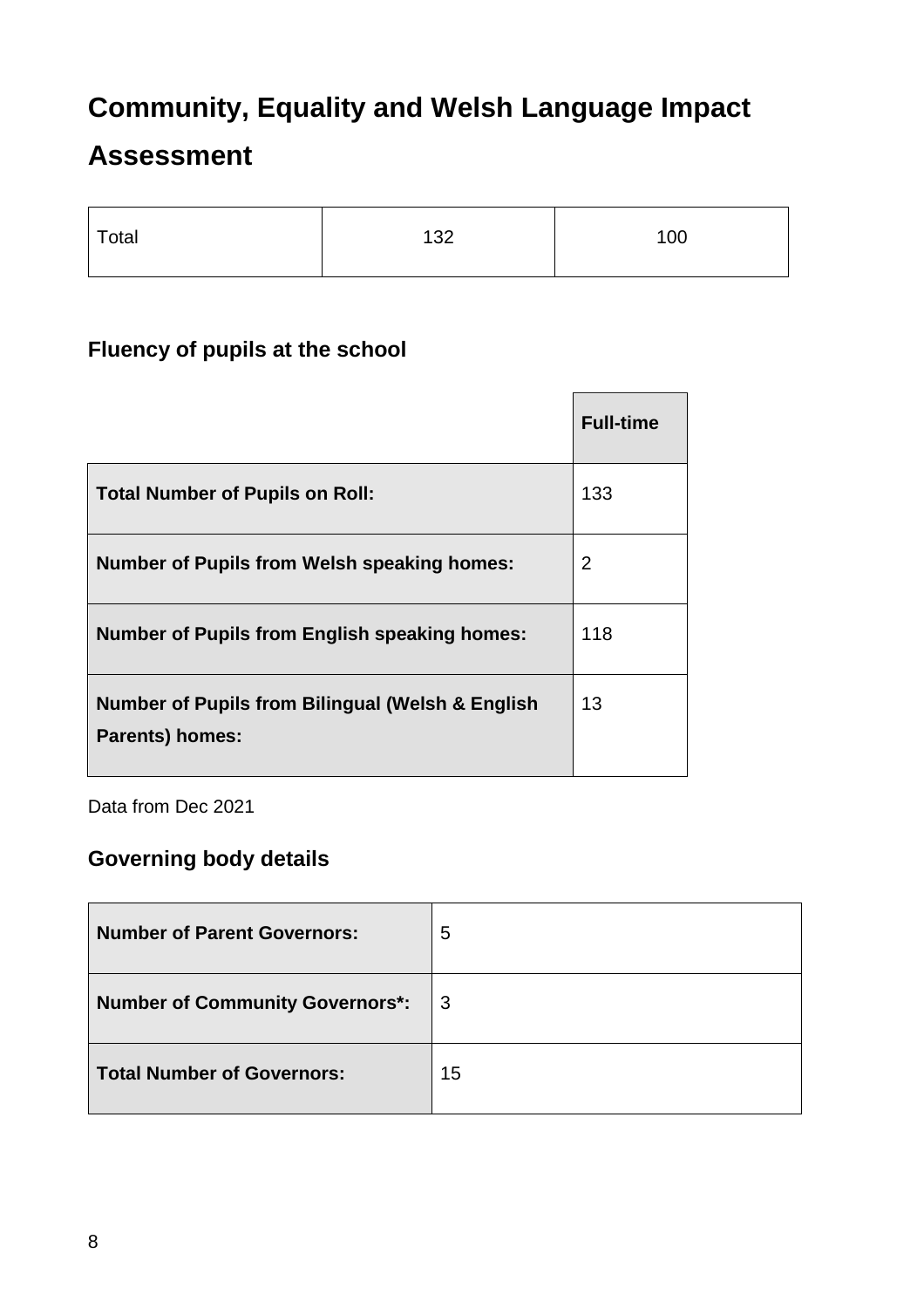# Community, Equality and Welsh Language Impact Assessment

| Total | 132 | 100 |
|---|---|---|

### Fluency of pupils at the school

| | **Full-time** |
|---|---|
| **Total Number of Pupils on Roll:** | 133 |
| **Number of Pupils from Welsh speaking homes:** | 2 |
| **Number of Pupils from English speaking homes:** | 118 |
| **Number of Pupils from Bilingual (Welsh & English Parents) homes:** | 13 |

Data from Dec 2021

### Governing body details

| **Number of Parent Governors:** | 5 |
|---|---|
| **Number of Community Governors*:** | 3 |
| **Total Number of Governors:** | 15 |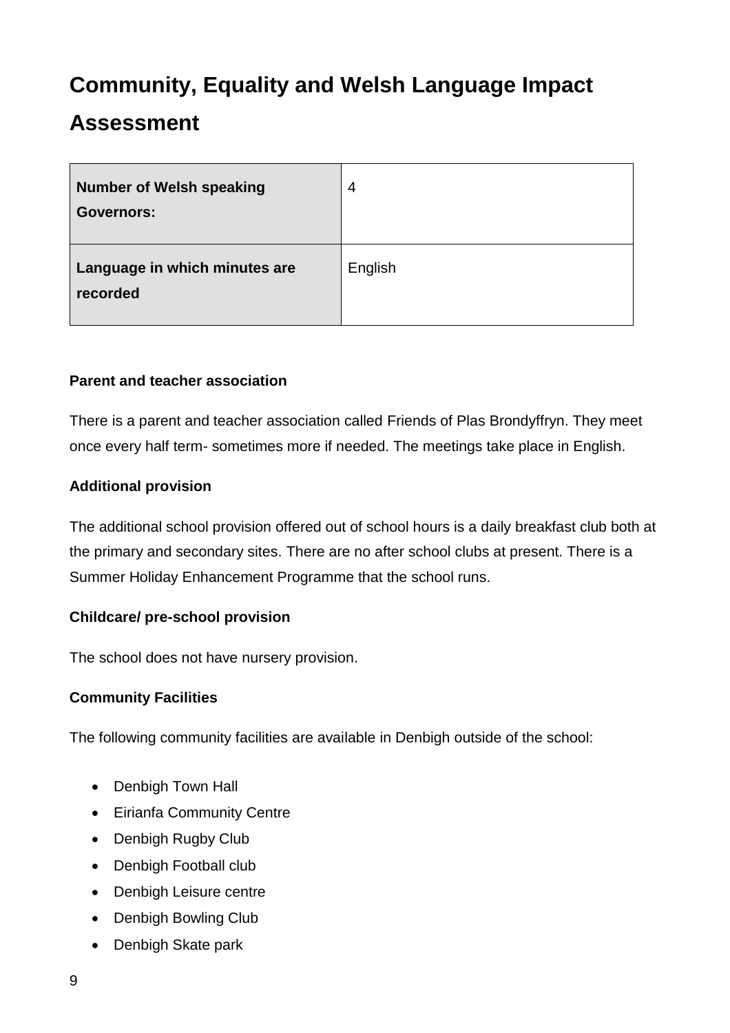# Community, Equality and Welsh Language Impact Assessment

| **Number of Welsh speaking Governors:** | 4 |
| --- | --- |
| **Language in which minutes are recorded** | English |

**Parent and teacher association**

There is a parent and teacher association called Friends of Plas Brondyffryn. They meet once every half term- sometimes more if needed. The meetings take place in English.

**Additional provision**

The additional school provision offered out of school hours is a daily breakfast club both at the primary and secondary sites. There are no after school clubs at present. There is a Summer Holiday Enhancement Programme that the school runs.

**Childcare/ pre-school provision**

The school does not have nursery provision.

**Community Facilities**

The following community facilities are available in Denbigh outside of the school:

- Denbigh Town Hall
- Eirianfa Community Centre
- Denbigh Rugby Club
- Denbigh Football club
- Denbigh Leisure centre
- Denbigh Bowling Club
- Denbigh Skate park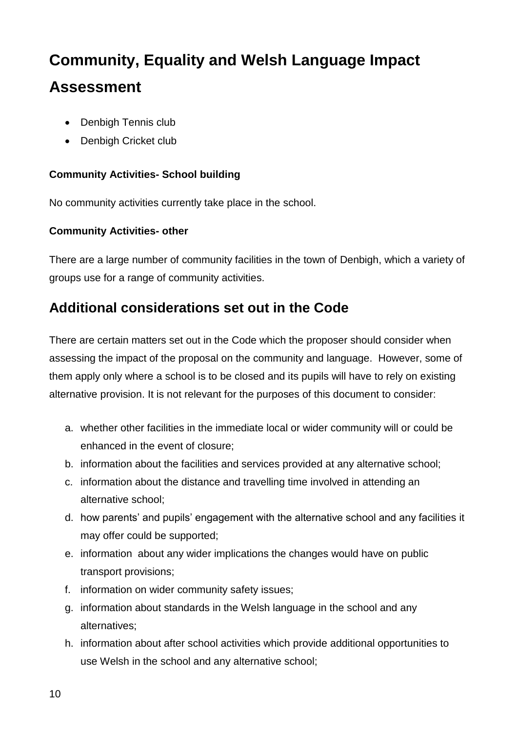# Community, Equality and Welsh Language Impact Assessment

- Denbigh Tennis club
- Denbigh Cricket club

**Community Activities- School building**

No community activities currently take place in the school.

**Community Activities- other**

There are a large number of community facilities in the town of Denbigh, which a variety of groups use for a range of community activities.

## Additional considerations set out in the Code

There are certain matters set out in the Code which the proposer should consider when assessing the impact of the proposal on the community and language. However, some of them apply only where a school is to be closed and its pupils will have to rely on existing alternative provision. It is not relevant for the purposes of this document to consider:

a. whether other facilities in the immediate local or wider community will or could be enhanced in the event of closure;
b. information about the facilities and services provided at any alternative school;
c. information about the distance and travelling time involved in attending an alternative school;
d. how parents' and pupils' engagement with the alternative school and any facilities it may offer could be supported;
e. information about any wider implications the changes would have on public transport provisions;
f. information on wider community safety issues;
g. information about standards in the Welsh language in the school and any alternatives;
h. information about after school activities which provide additional opportunities to use Welsh in the school and any alternative school;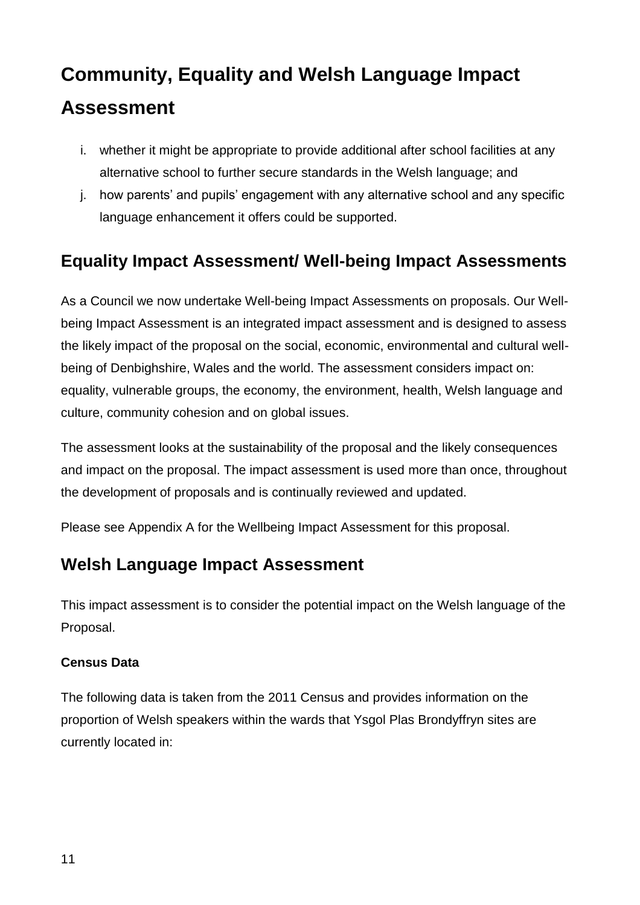# Community, Equality and Welsh Language Impact Assessment

i. whether it might be appropriate to provide additional after school facilities at any alternative school to further secure standards in the Welsh language; and

j. how parents' and pupils' engagement with any alternative school and any specific language enhancement it offers could be supported.

## Equality Impact Assessment/ Well-being Impact Assessments

As a Council we now undertake Well-being Impact Assessments on proposals. Our Well-being Impact Assessment is an integrated impact assessment and is designed to assess the likely impact of the proposal on the social, economic, environmental and cultural well-being of Denbighshire, Wales and the world. The assessment considers impact on: equality, vulnerable groups, the economy, the environment, health, Welsh language and culture, community cohesion and on global issues.

The assessment looks at the sustainability of the proposal and the likely consequences and impact on the proposal. The impact assessment is used more than once, throughout the development of proposals and is continually reviewed and updated.

Please see Appendix A for the Wellbeing Impact Assessment for this proposal.

## Welsh Language Impact Assessment

This impact assessment is to consider the potential impact on the Welsh language of the Proposal.

**Census Data**

The following data is taken from the 2011 Census and provides information on the proportion of Welsh speakers within the wards that Ysgol Plas Brondyffryn sites are currently located in: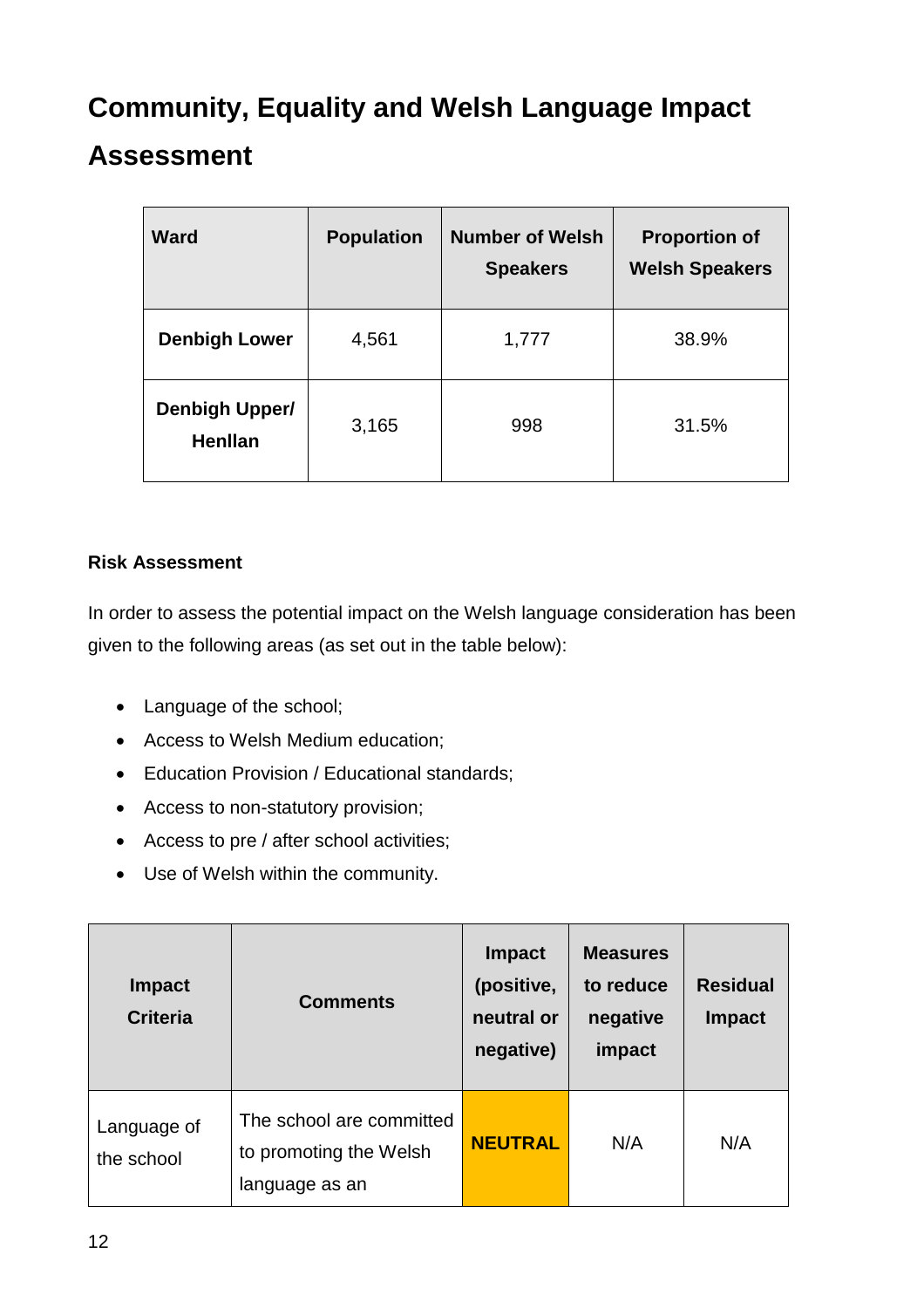# Community, Equality and Welsh Language Impact Assessment

| Ward | Population | Number of Welsh Speakers | Proportion of Welsh Speakers |
|---|---|---|---|
| **Denbigh Lower** | 4,561 | 1,777 | 38.9% |
| **Denbigh Upper/ Henllan** | 3,165 | 998 | 31.5% |

**Risk Assessment**

In order to assess the potential impact on the Welsh language consideration has been given to the following areas (as set out in the table below):

- Language of the school;
- Access to Welsh Medium education;
- Education Provision / Educational standards;
- Access to non-statutory provision;
- Access to pre / after school activities;
- Use of Welsh within the community.

| Impact Criteria | Comments | Impact (positive, neutral or negative) | Measures to reduce negative impact | Residual Impact |
|---|---|---|---|---|
| Language of the school | The school are committed to promoting the Welsh language as an | **NEUTRAL** | N/A | N/A |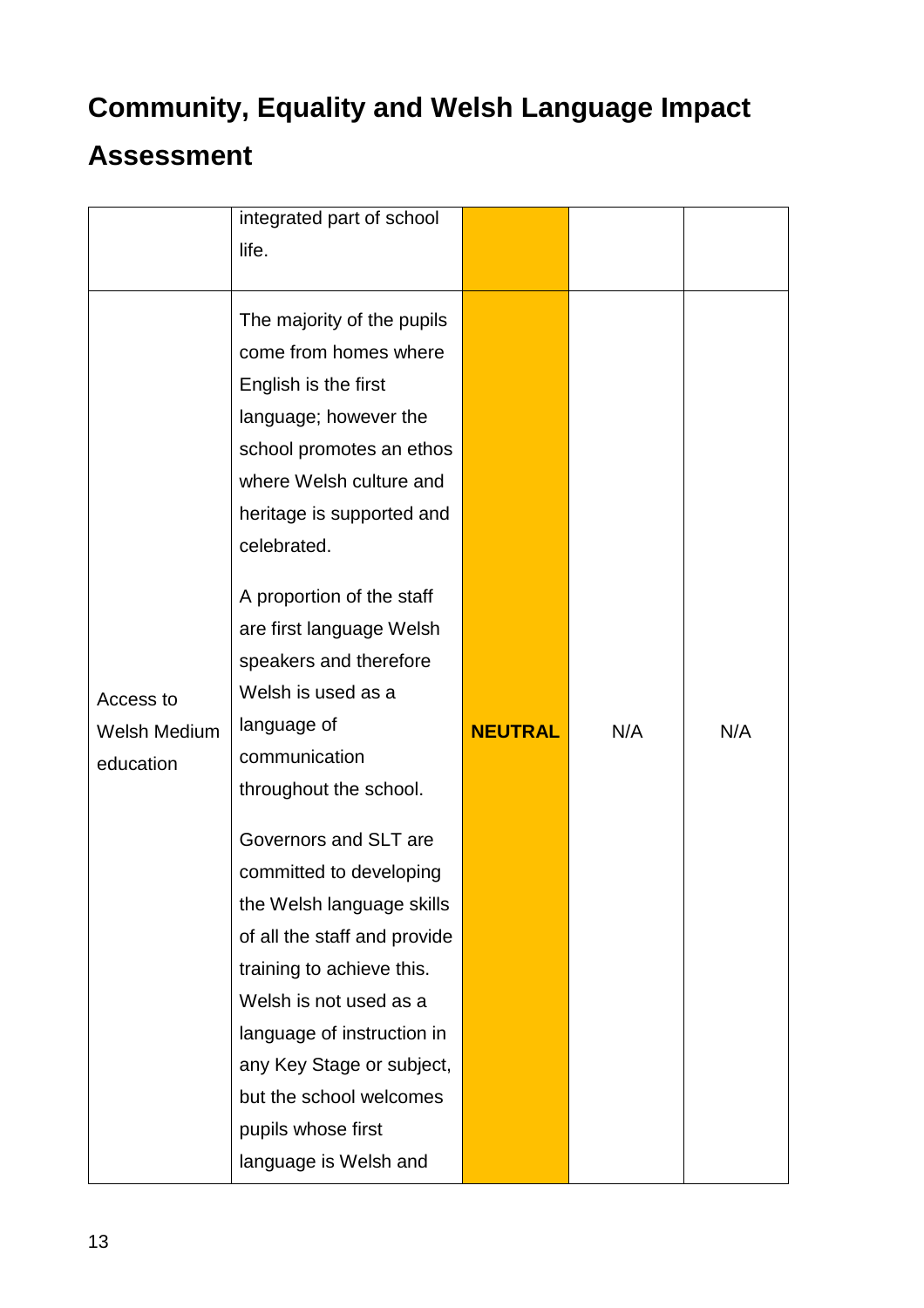# Community, Equality and Welsh Language Impact Assessment

| | | | | |
|---|---|---|---|---|
| | integrated part of school life. | | | |
| Access to Welsh Medium education | The majority of the pupils come from homes where English is the first language; however the school promotes an ethos where Welsh culture and heritage is supported and celebrated.<br><br>A proportion of the staff are first language Welsh speakers and therefore Welsh is used as a language of communication throughout the school.<br><br>Governors and SLT are committed to developing the Welsh language skills of all the staff and provide training to achieve this. Welsh is not used as a language of instruction in any Key Stage or subject, but the school welcomes pupils whose first language is Welsh and | **NEUTRAL** | N/A | N/A |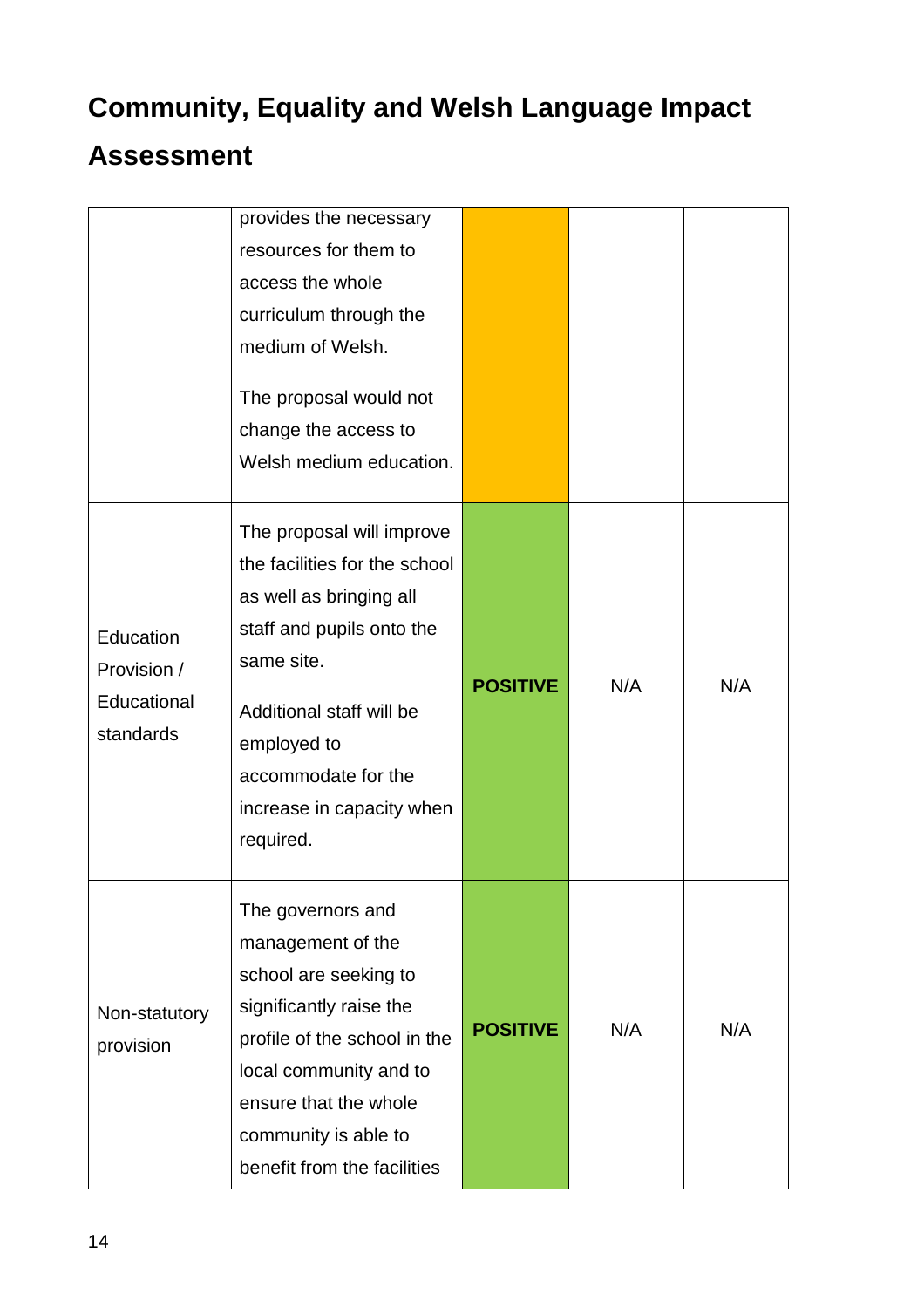# Community, Equality and Welsh Language Impact Assessment

| | | | | |
|---|---|---|---|---|
| | provides the necessary resources for them to access the whole curriculum through the medium of Welsh.<br><br>The proposal would not change the access to Welsh medium education. | | | |
| Education Provision / Educational standards | The proposal will improve the facilities for the school as well as bringing all staff and pupils onto the same site.<br><br>Additional staff will be employed to accommodate for the increase in capacity when required. | **POSITIVE** | N/A | N/A |
| Non-statutory provision | The governors and management of the school are seeking to significantly raise the profile of the school in the local community and to ensure that the whole community is able to benefit from the facilities | **POSITIVE** | N/A | N/A |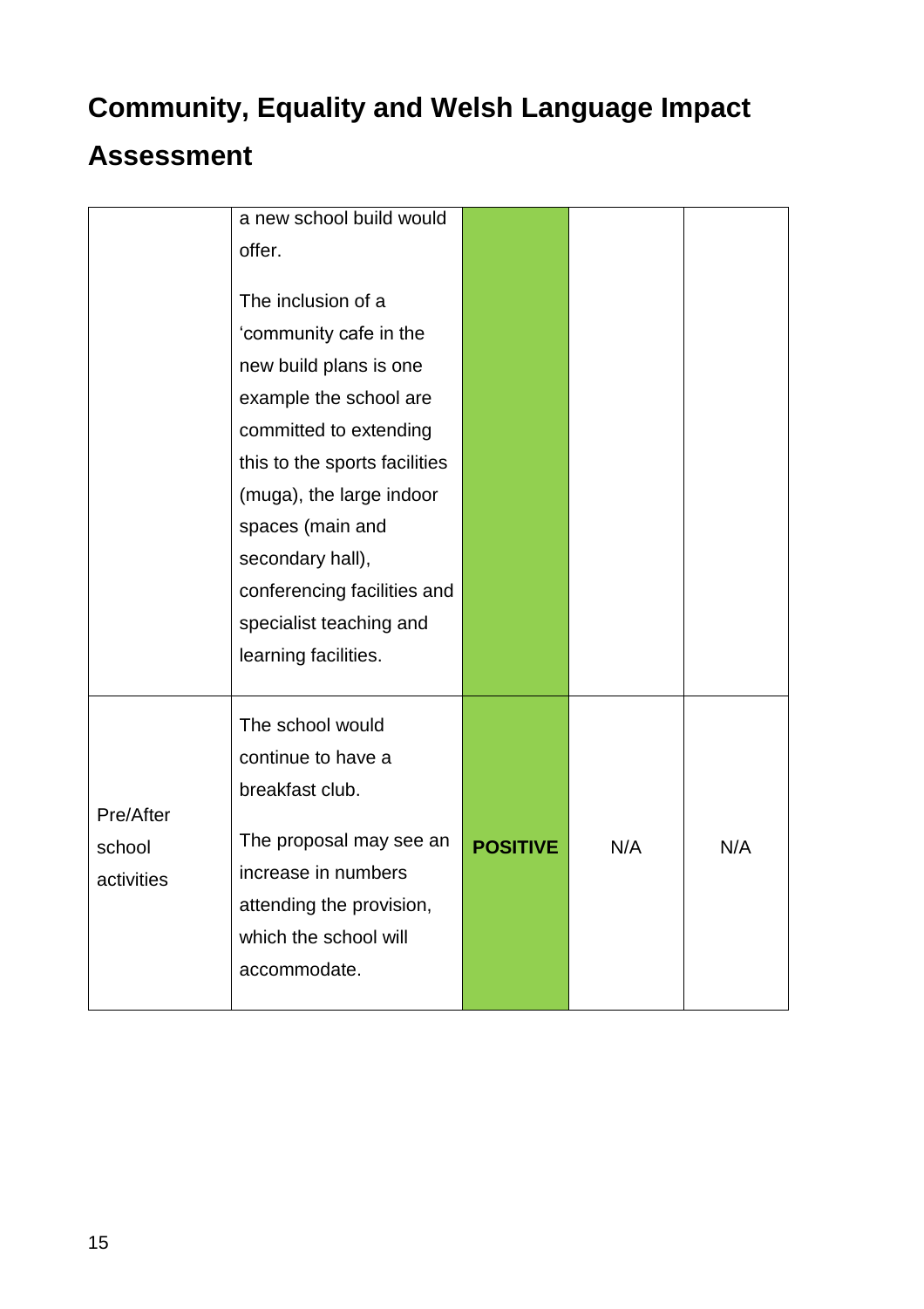# Community, Equality and Welsh Language Impact Assessment

| | | | | |
|---|---|---|---|---|
| | a new school build would offer.<br><br>The inclusion of a 'community cafe in the new build plans is one example the school are committed to extending this to the sports facilities (muga), the large indoor spaces (main and secondary hall), conferencing facilities and specialist teaching and learning facilities. | | | |
| Pre/After school activities | The school would continue to have a breakfast club.<br><br>The proposal may see an increase in numbers attending the provision, which the school will accommodate. | **POSITIVE** | N/A | N/A |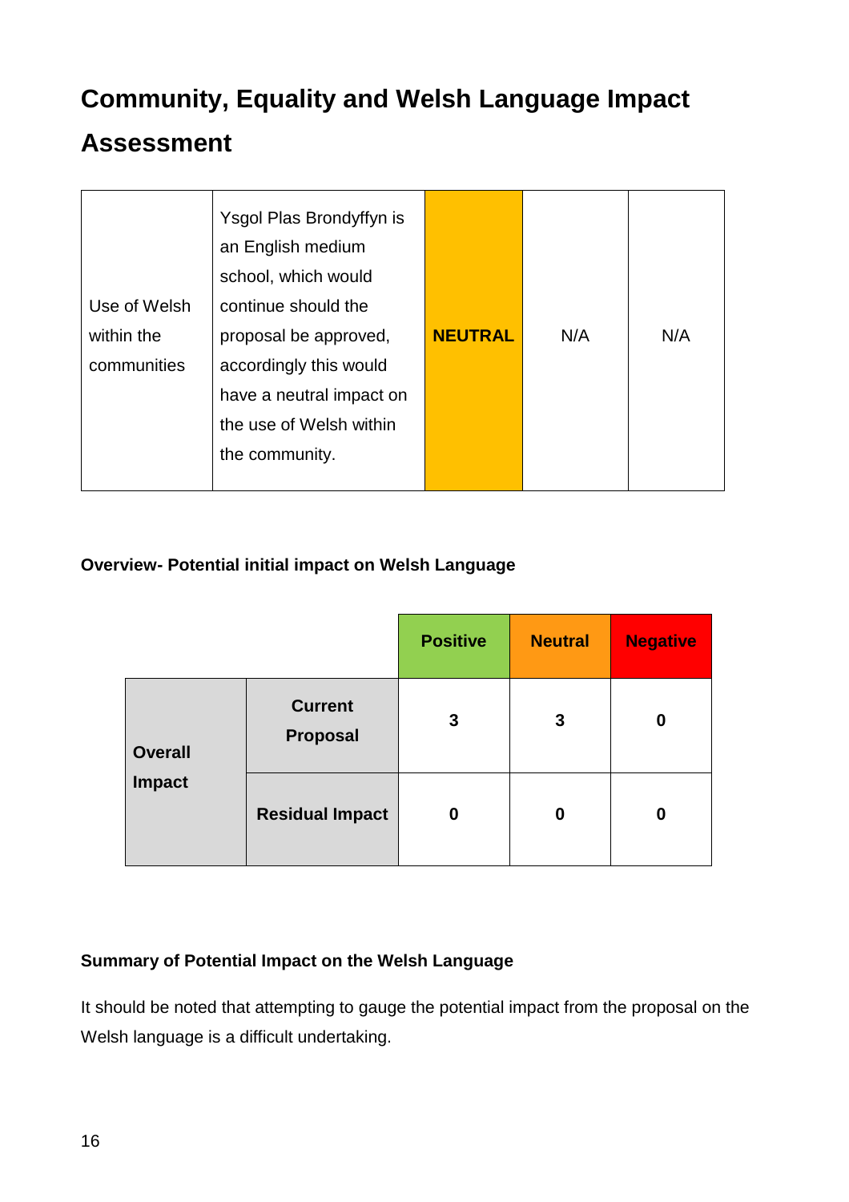# Community, Equality and Welsh Language Impact Assessment

| | | | | |
|---|---|---|---|---|
| Use of Welsh within the communities | Ysgol Plas Brondyffyn is an English medium school, which would continue should the proposal be approved, accordingly this would have a neutral impact on the use of Welsh within the community. | **NEUTRAL** | N/A | N/A |

**Overview- Potential initial impact on Welsh Language**

| | | Positive | Neutral | Negative |
|---|---|---|---|---|
| **Overall Impact** | **Current Proposal** | **3** | **3** | **0** |
| | **Residual Impact** | **0** | **0** | **0** |

**Summary of Potential Impact on the Welsh Language**

It should be noted that attempting to gauge the potential impact from the proposal on the Welsh language is a difficult undertaking.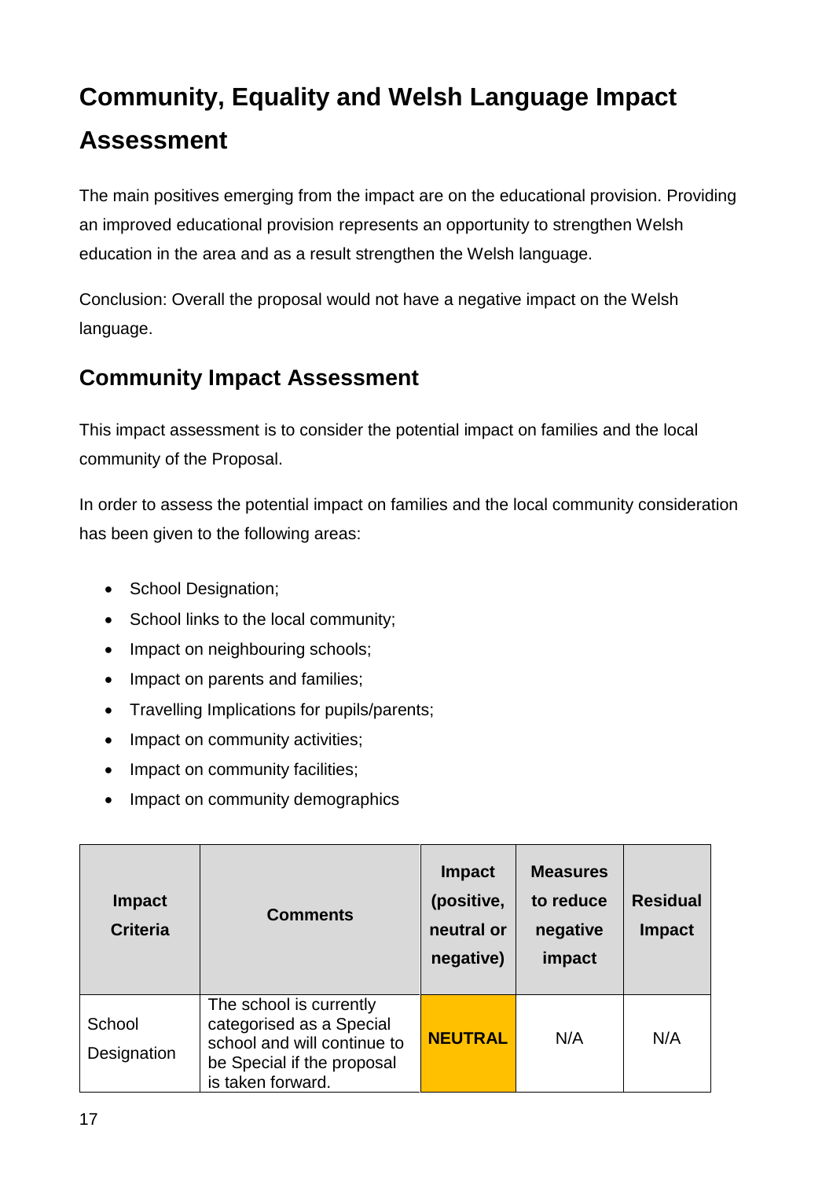# Community, Equality and Welsh Language Impact Assessment

The main positives emerging from the impact are on the educational provision. Providing an improved educational provision represents an opportunity to strengthen Welsh education in the area and as a result strengthen the Welsh language.

Conclusion: Overall the proposal would not have a negative impact on the Welsh language.

## Community Impact Assessment

This impact assessment is to consider the potential impact on families and the local community of the Proposal.

In order to assess the potential impact on families and the local community consideration has been given to the following areas:

- School Designation;
- School links to the local community;
- Impact on neighbouring schools;
- Impact on parents and families;
- Travelling Implications for pupils/parents;
- Impact on community activities;
- Impact on community facilities;
- Impact on community demographics

| Impact Criteria | Comments | Impact (positive, neutral or negative) | Measures to reduce negative impact | Residual Impact |
| --- | --- | --- | --- | --- |
| School Designation | The school is currently categorised as a Special school and will continue to be Special if the proposal is taken forward. | **NEUTRAL** | N/A | N/A |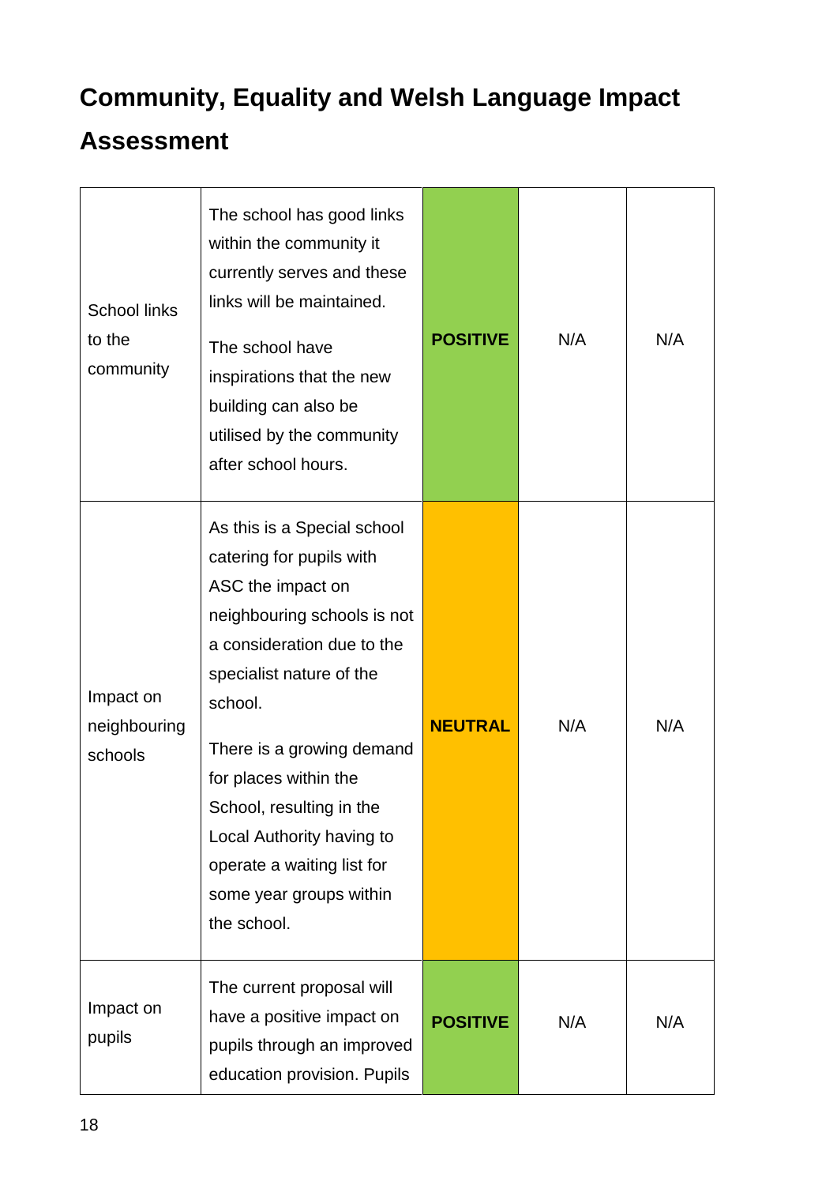## Community, Equality and Welsh Language Impact Assessment

| | | | | |
|---|---|---|---|---|
| School links to the community | The school has good links within the community it currently serves and these links will be maintained.<br><br>The school have inspirations that the new building can also be utilised by the community after school hours. | **POSITIVE** | N/A | N/A |
| Impact on neighbouring schools | As this is a Special school catering for pupils with ASC the impact on neighbouring schools is not a consideration due to the specialist nature of the school.<br><br>There is a growing demand for places within the School, resulting in the Local Authority having to operate a waiting list for some year groups within the school. | **NEUTRAL** | N/A | N/A |
| Impact on pupils | The current proposal will have a positive impact on pupils through an improved education provision. Pupils | **POSITIVE** | N/A | N/A |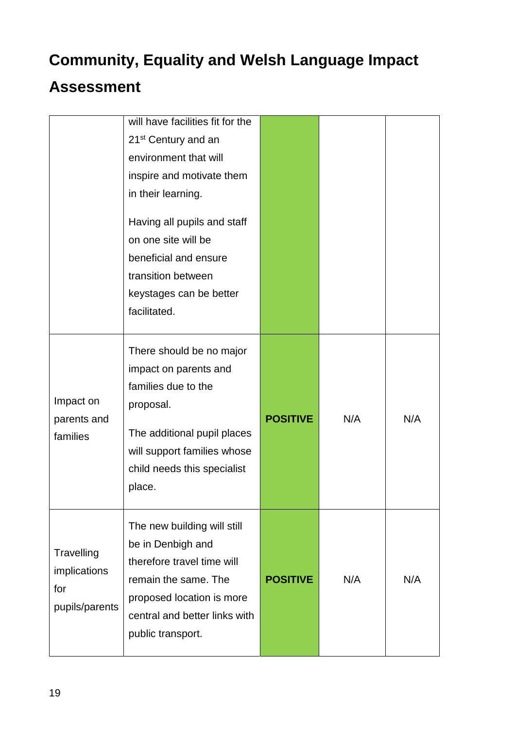# Community, Equality and Welsh Language Impact Assessment

| | | | | |
|---|---|---|---|---|
| | will have facilities fit for the 21st Century and an environment that will inspire and motivate them in their learning.<br><br>Having all pupils and staff on one site will be beneficial and ensure transition between keystages can be better facilitated. | | | |
| Impact on parents and families | There should be no major impact on parents and families due to the proposal.<br><br>The additional pupil places will support families whose child needs this specialist place. | **POSITIVE** | N/A | N/A |
| Travelling implications for pupils/parents | The new building will still be in Denbigh and therefore travel time will remain the same. The proposed location is more central and better links with public transport. | **POSITIVE** | N/A | N/A |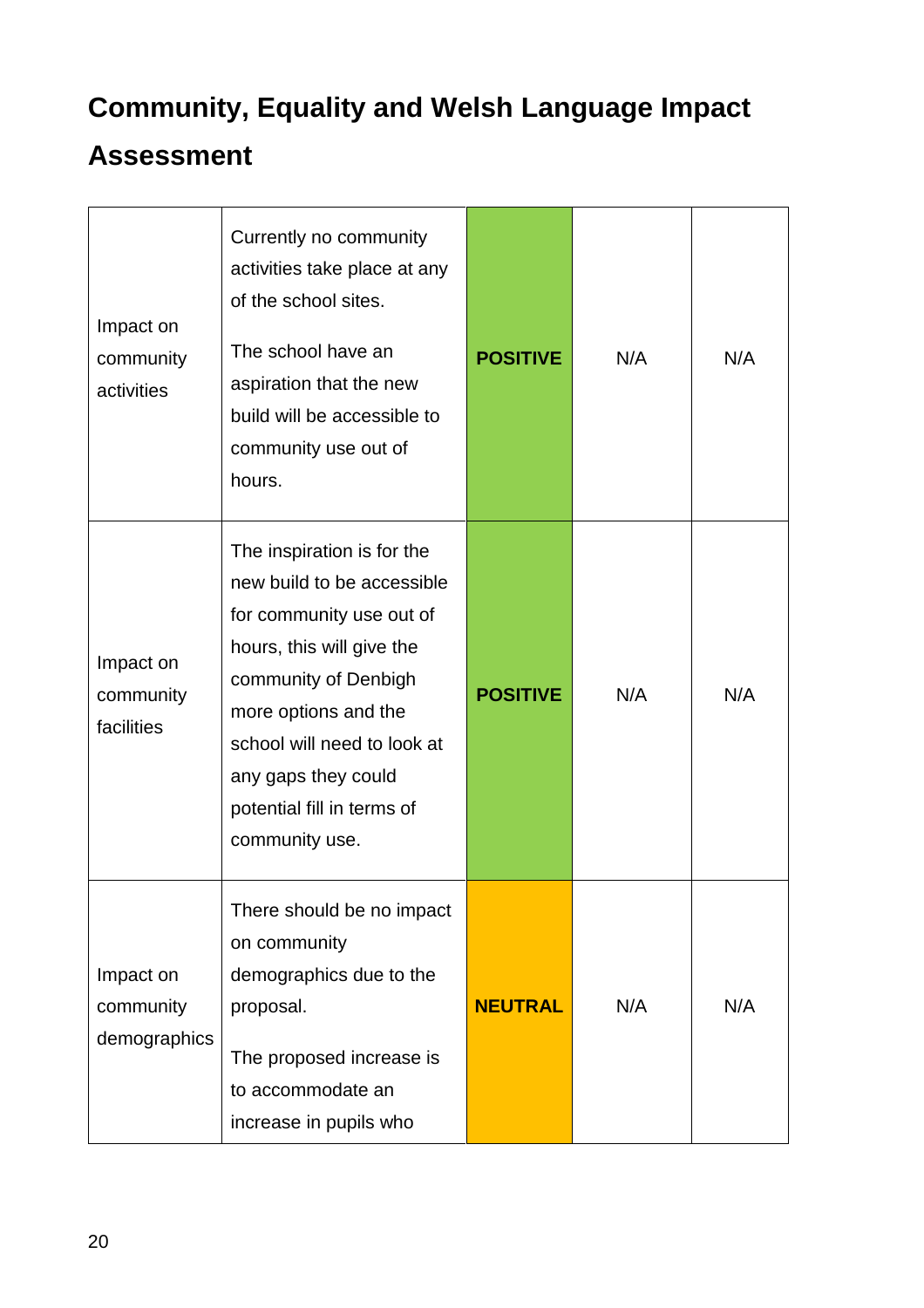## Community, Equality and Welsh Language Impact Assessment

| | | | | |
|---|---|---|---|---|
| Impact on community activities | Currently no community activities take place at any of the school sites.<br><br>The school have an aspiration that the new build will be accessible to community use out of hours. | **POSITIVE** | N/A | N/A |
| Impact on community facilities | The inspiration is for the new build to be accessible for community use out of hours, this will give the community of Denbigh more options and the school will need to look at any gaps they could potential fill in terms of community use. | **POSITIVE** | N/A | N/A |
| Impact on community demographics | There should be no impact on community demographics due to the proposal.<br><br>The proposed increase is to accommodate an increase in pupils who | **NEUTRAL** | N/A | N/A |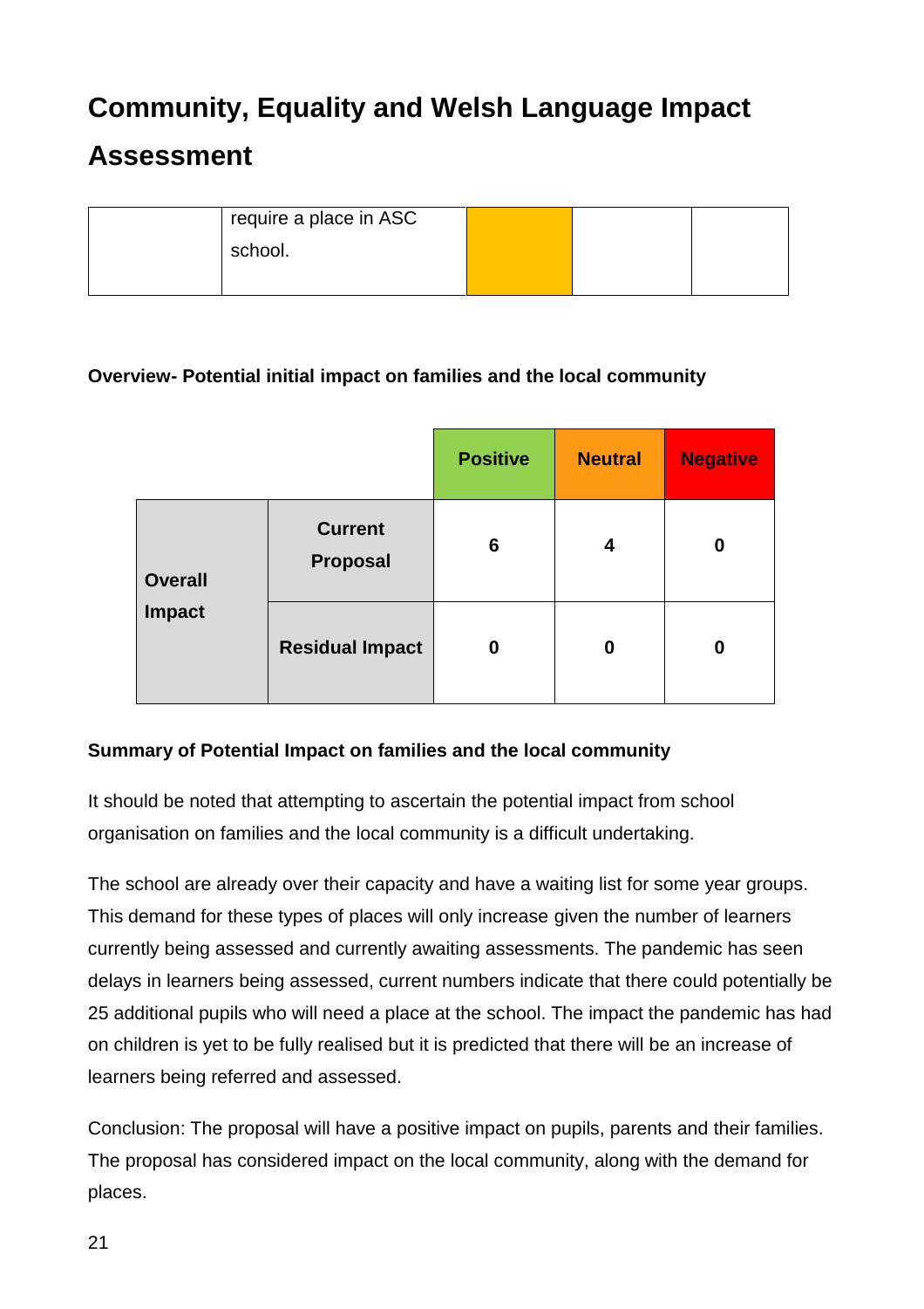# Community, Equality and Welsh Language Impact Assessment

| | | | | |
|---|---|---|---|---|
| | require a place in ASC school. | | | |

**Overview- Potential initial impact on families and the local community**

| | | Positive | Neutral | Negative |
|---|---|---|---|---|
| Overall Impact | Current Proposal | 6 | 4 | 0 |
| | Residual Impact | 0 | 0 | 0 |

**Summary of Potential Impact on families and the local community**

It should be noted that attempting to ascertain the potential impact from school organisation on families and the local community is a difficult undertaking.

The school are already over their capacity and have a waiting list for some year groups. This demand for these types of places will only increase given the number of learners currently being assessed and currently awaiting assessments. The pandemic has seen delays in learners being assessed, current numbers indicate that there could potentially be 25 additional pupils who will need a place at the school. The impact the pandemic has had on children is yet to be fully realised but it is predicted that there will be an increase of learners being referred and assessed.

Conclusion: The proposal will have a positive impact on pupils, parents and their families. The proposal has considered impact on the local community, along with the demand for places.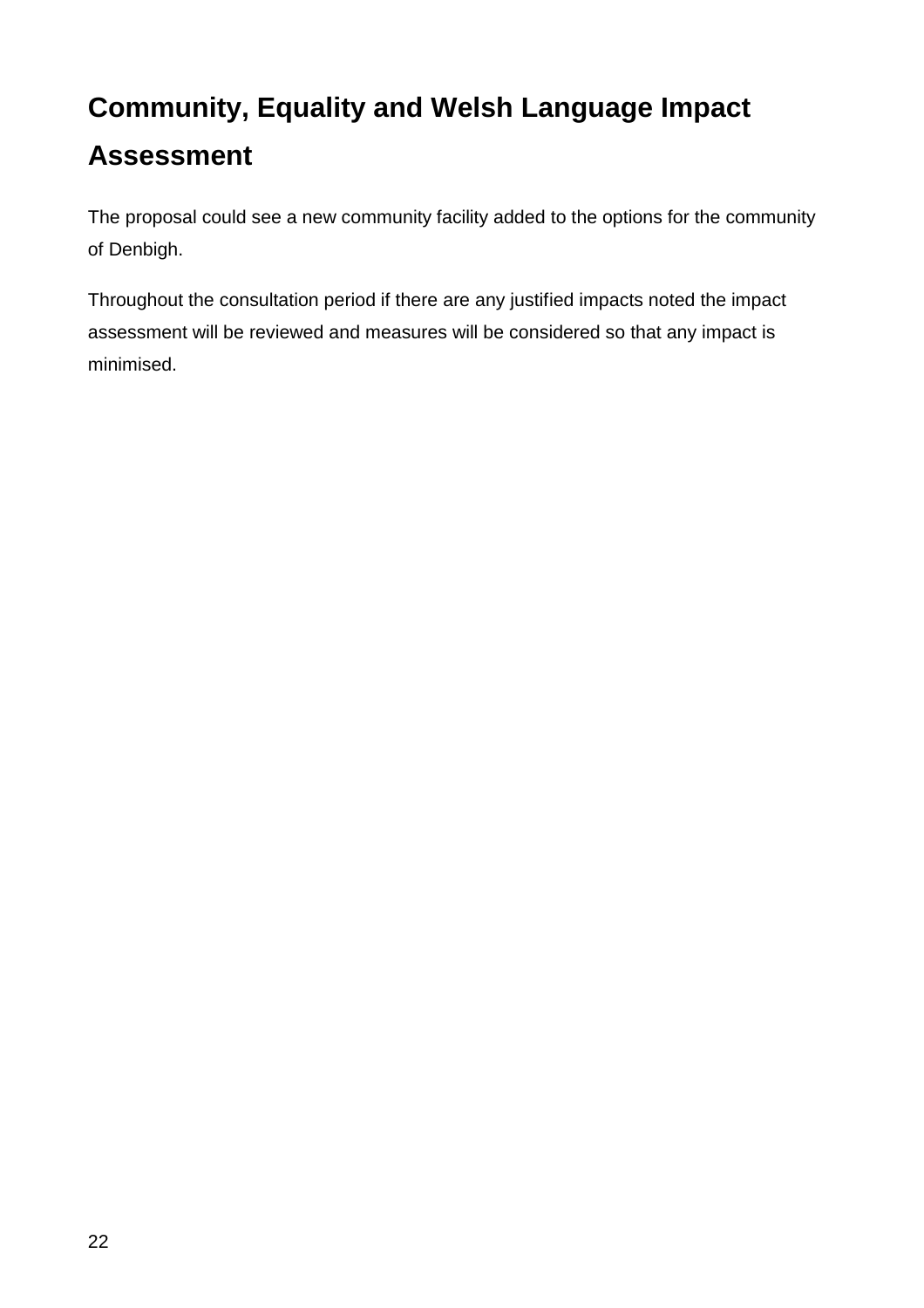## Community, Equality and Welsh Language Impact Assessment

The proposal could see a new community facility added to the options for the community of Denbigh.

Throughout the consultation period if there are any justified impacts noted the impact assessment will be reviewed and measures will be considered so that any impact is minimised.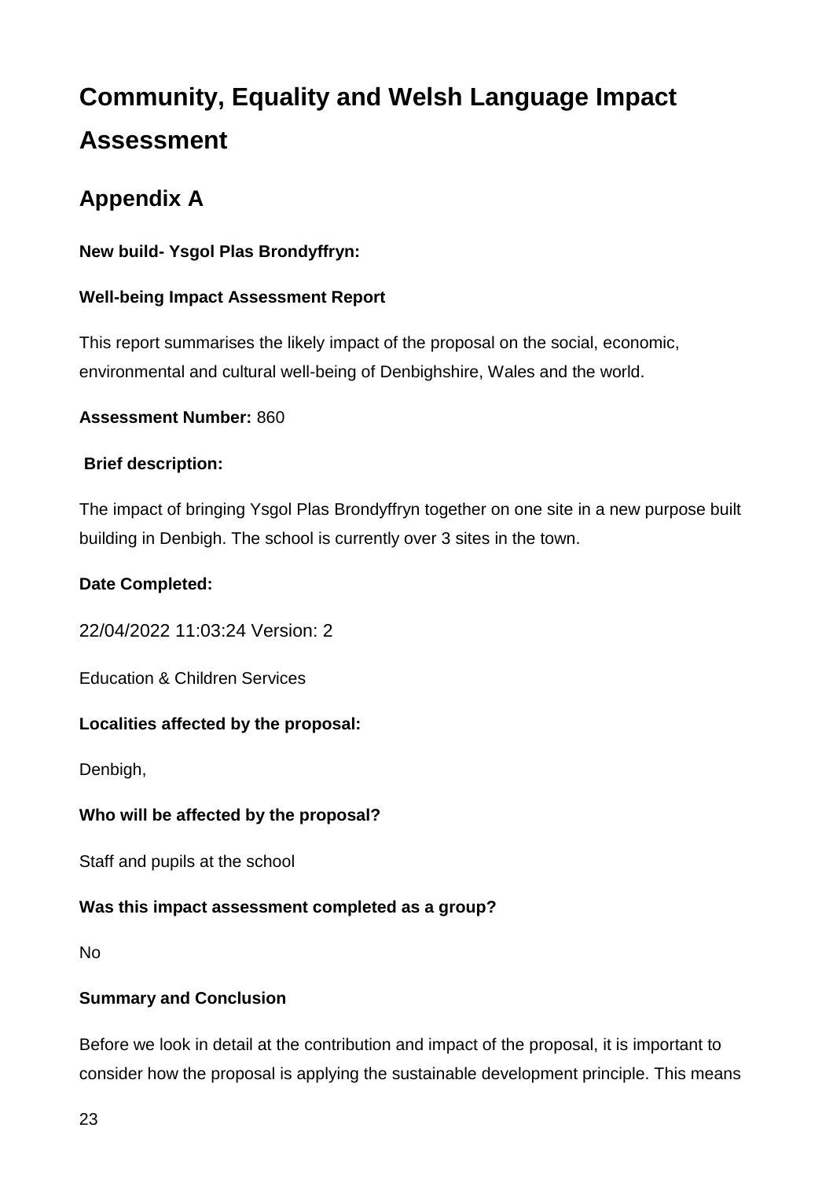# Community, Equality and Welsh Language Impact Assessment

## Appendix A

**New build- Ysgol Plas Brondyffryn:**

**Well-being Impact Assessment Report**

This report summarises the likely impact of the proposal on the social, economic, environmental and cultural well-being of Denbighshire, Wales and the world.

**Assessment Number:** 860

**Brief description:**

The impact of bringing Ysgol Plas Brondyffryn together on one site in a new purpose built building in Denbigh. The school is currently over 3 sites in the town.

**Date Completed:**

22/04/2022 11:03:24 Version: 2

Education & Children Services

**Localities affected by the proposal:**

Denbigh,

**Who will be affected by the proposal?**

Staff and pupils at the school

**Was this impact assessment completed as a group?**

No

**Summary and Conclusion**

Before we look in detail at the contribution and impact of the proposal, it is important to consider how the proposal is applying the sustainable development principle. This means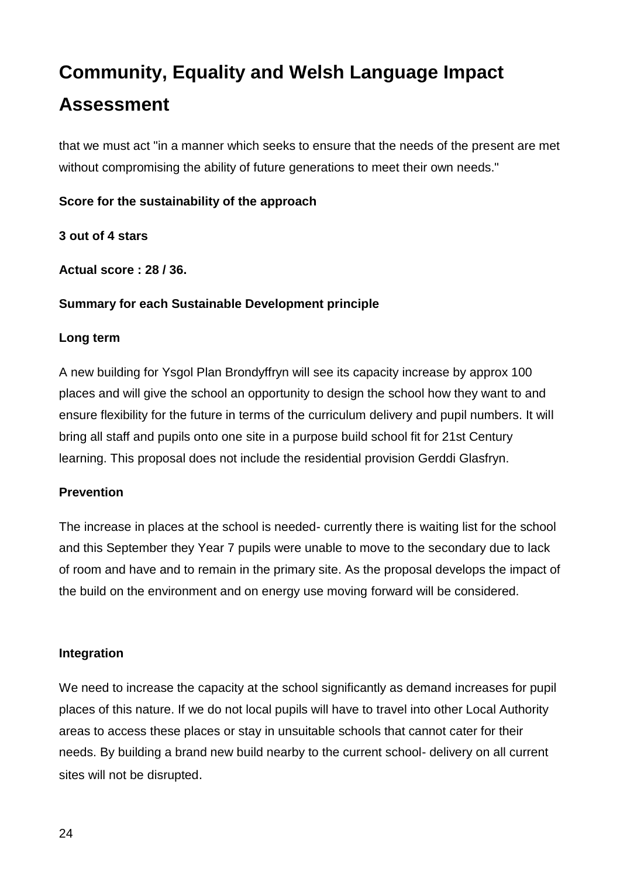# Community, Equality and Welsh Language Impact Assessment

that we must act "in a manner which seeks to ensure that the needs of the present are met without compromising the ability of future generations to meet their own needs."

**Score for the sustainability of the approach**

**3 out of 4 stars**

**Actual score : 28 / 36.**

**Summary for each Sustainable Development principle**

**Long term**

A new building for Ysgol Plan Brondyffryn will see its capacity increase by approx 100 places and will give the school an opportunity to design the school how they want to and ensure flexibility for the future in terms of the curriculum delivery and pupil numbers. It will bring all staff and pupils onto one site in a purpose build school fit for 21st Century learning. This proposal does not include the residential provision Gerddi Glasfryn.

**Prevention**

The increase in places at the school is needed- currently there is waiting list for the school and this September they Year 7 pupils were unable to move to the secondary due to lack of room and have and to remain in the primary site. As the proposal develops the impact of the build on the environment and on energy use moving forward will be considered.

**Integration**

We need to increase the capacity at the school significantly as demand increases for pupil places of this nature. If we do not local pupils will have to travel into other Local Authority areas to access these places or stay in unsuitable schools that cannot cater for their needs. By building a brand new build nearby to the current school- delivery on all current sites will not be disrupted.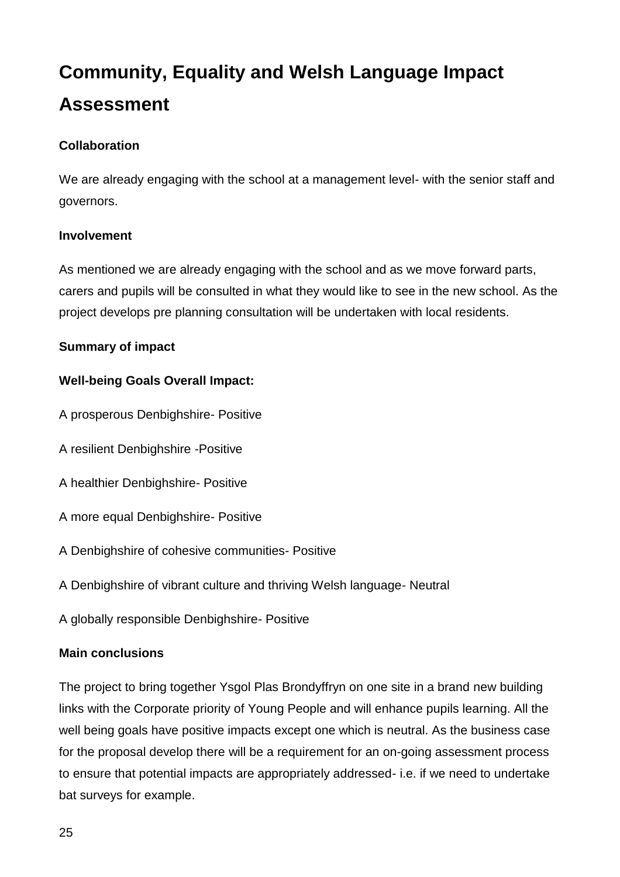# Community, Equality and Welsh Language Impact Assessment

**Collaboration**

We are already engaging with the school at a management level- with the senior staff and governors.

**Involvement**

As mentioned we are already engaging with the school and as we move forward parts, carers and pupils will be consulted in what they would like to see in the new school. As the project develops pre planning consultation will be undertaken with local residents.

**Summary of impact**

**Well-being Goals Overall Impact:**

A prosperous Denbighshire- Positive

A resilient Denbighshire -Positive

A healthier Denbighshire- Positive

A more equal Denbighshire- Positive

A Denbighshire of cohesive communities- Positive

A Denbighshire of vibrant culture and thriving Welsh language- Neutral

A globally responsible Denbighshire- Positive

**Main conclusions**

The project to bring together Ysgol Plas Brondyffryn on one site in a brand new building links with the Corporate priority of Young People and will enhance pupils learning. All the well being goals have positive impacts except one which is neutral. As the business case for the proposal develop there will be a requirement for an on-going assessment process to ensure that potential impacts are appropriately addressed- i.e. if we need to undertake bat surveys for example.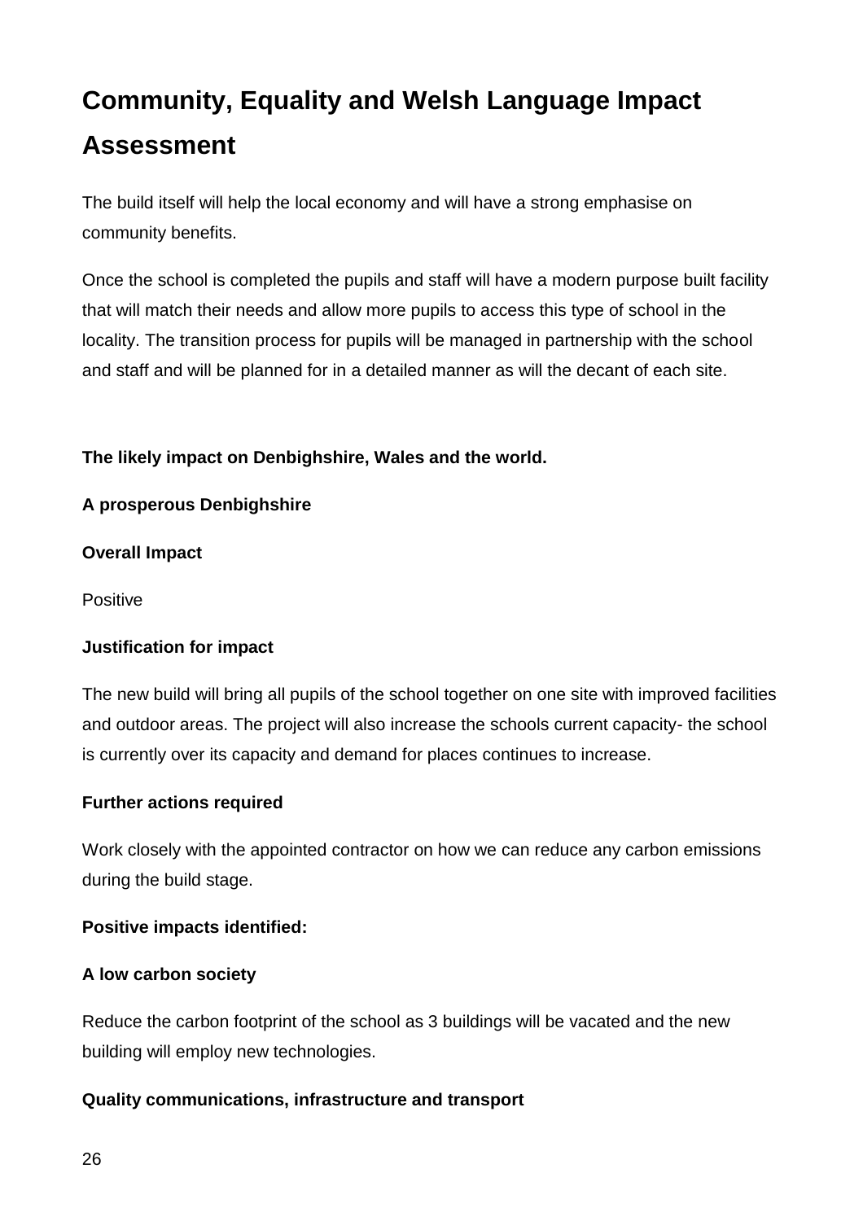# Community, Equality and Welsh Language Impact Assessment

The build itself will help the local economy and will have a strong emphasise on community benefits.

Once the school is completed the pupils and staff will have a modern purpose built facility that will match their needs and allow more pupils to access this type of school in the locality. The transition process for pupils will be managed in partnership with the school and staff and will be planned for in a detailed manner as will the decant of each site.

**The likely impact on Denbighshire, Wales and the world.**

**A prosperous Denbighshire**

**Overall Impact**

Positive

**Justification for impact**

The new build will bring all pupils of the school together on one site with improved facilities and outdoor areas. The project will also increase the schools current capacity- the school is currently over its capacity and demand for places continues to increase.

**Further actions required**

Work closely with the appointed contractor on how we can reduce any carbon emissions during the build stage.

**Positive impacts identified:**

**A low carbon society**

Reduce the carbon footprint of the school as 3 buildings will be vacated and the new building will employ new technologies.

**Quality communications, infrastructure and transport**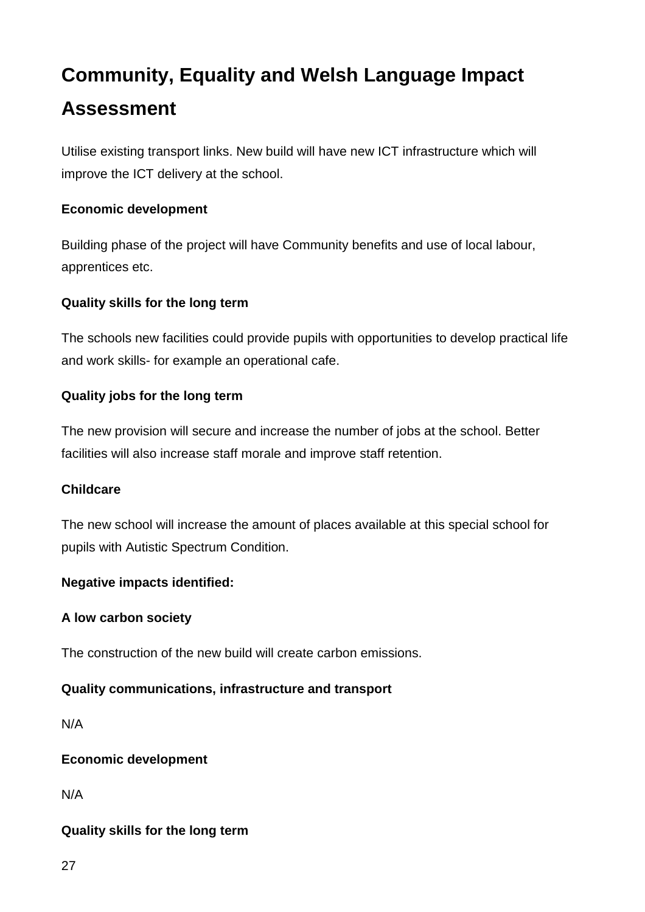# Community, Equality and Welsh Language Impact Assessment

Utilise existing transport links. New build will have new ICT infrastructure which will improve the ICT delivery at the school.

**Economic development**

Building phase of the project will have Community benefits and use of local labour, apprentices etc.

**Quality skills for the long term**

The schools new facilities could provide pupils with opportunities to develop practical life and work skills- for example an operational cafe.

**Quality jobs for the long term**

The new provision will secure and increase the number of jobs at the school. Better facilities will also increase staff morale and improve staff retention.

**Childcare**

The new school will increase the amount of places available at this special school for pupils with Autistic Spectrum Condition.

**Negative impacts identified:**

**A low carbon society**

The construction of the new build will create carbon emissions.

**Quality communications, infrastructure and transport**

N/A

**Economic development**

N/A

**Quality skills for the long term**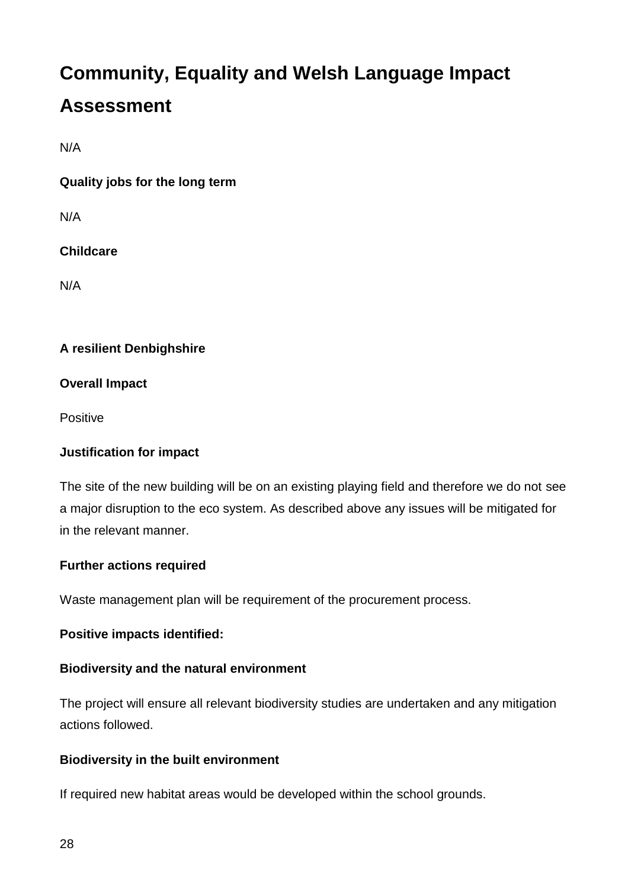# Community, Equality and Welsh Language Impact Assessment

N/A

**Quality jobs for the long term**

N/A

**Childcare**

N/A

**A resilient Denbighshire**

**Overall Impact**

Positive

**Justification for impact**

The site of the new building will be on an existing playing field and therefore we do not see a major disruption to the eco system. As described above any issues will be mitigated for in the relevant manner.

**Further actions required**

Waste management plan will be requirement of the procurement process.

**Positive impacts identified:**

**Biodiversity and the natural environment**

The project will ensure all relevant biodiversity studies are undertaken and any mitigation actions followed.

**Biodiversity in the built environment**

If required new habitat areas would be developed within the school grounds.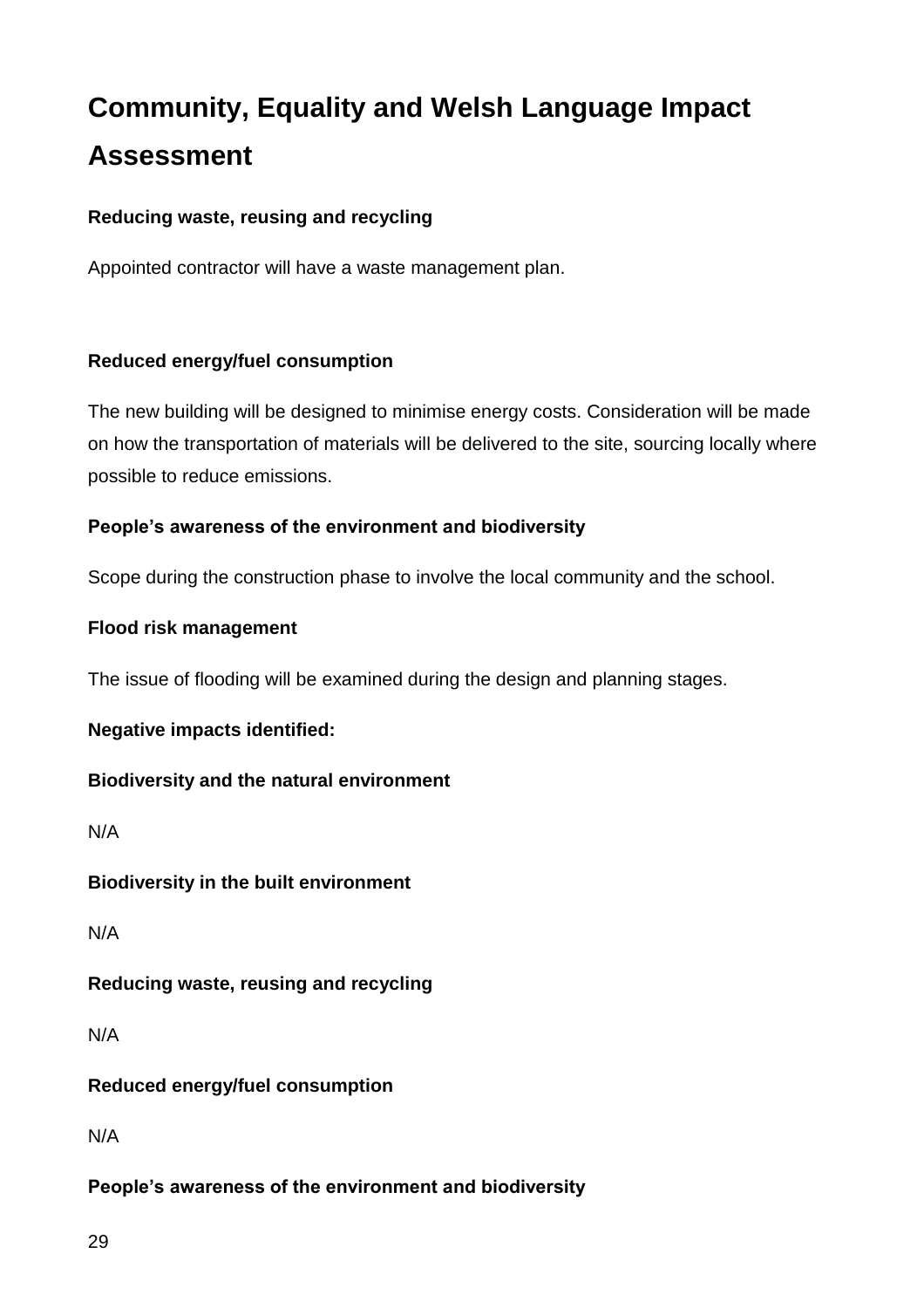# Community, Equality and Welsh Language Impact Assessment

**Reducing waste, reusing and recycling**

Appointed contractor will have a waste management plan.

**Reduced energy/fuel consumption**

The new building will be designed to minimise energy costs. Consideration will be made on how the transportation of materials will be delivered to the site, sourcing locally where possible to reduce emissions.

**People's awareness of the environment and biodiversity**

Scope during the construction phase to involve the local community and the school.

**Flood risk management**

The issue of flooding will be examined during the design and planning stages.

**Negative impacts identified:**

**Biodiversity and the natural environment**

N/A

**Biodiversity in the built environment**

N/A

**Reducing waste, reusing and recycling**

N/A

**Reduced energy/fuel consumption**

N/A

**People's awareness of the environment and biodiversity**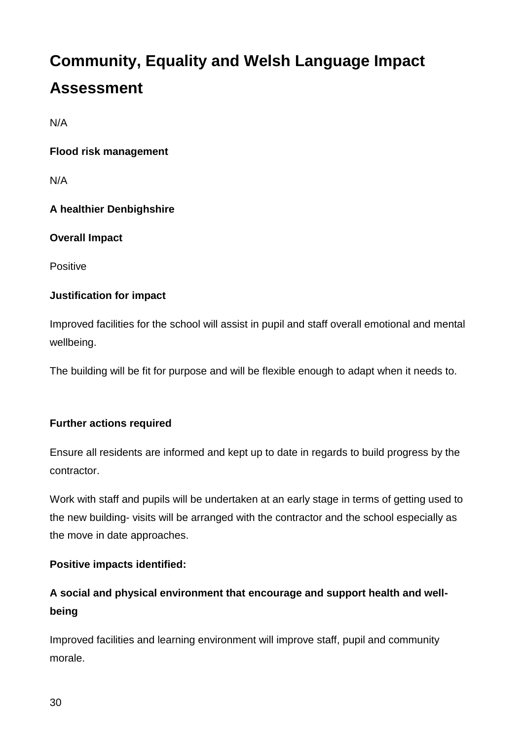# Community, Equality and Welsh Language Impact Assessment

N/A

**Flood risk management**

N/A

**A healthier Denbighshire**

**Overall Impact**

Positive

**Justification for impact**

Improved facilities for the school will assist in pupil and staff overall emotional and mental wellbeing.

The building will be fit for purpose and will be flexible enough to adapt when it needs to.

**Further actions required**

Ensure all residents are informed and kept up to date in regards to build progress by the contractor.

Work with staff and pupils will be undertaken at an early stage in terms of getting used to the new building- visits will be arranged with the contractor and the school especially as the move in date approaches.

**Positive impacts identified:**

**A social and physical environment that encourage and support health and well-being**

Improved facilities and learning environment will improve staff, pupil and community morale.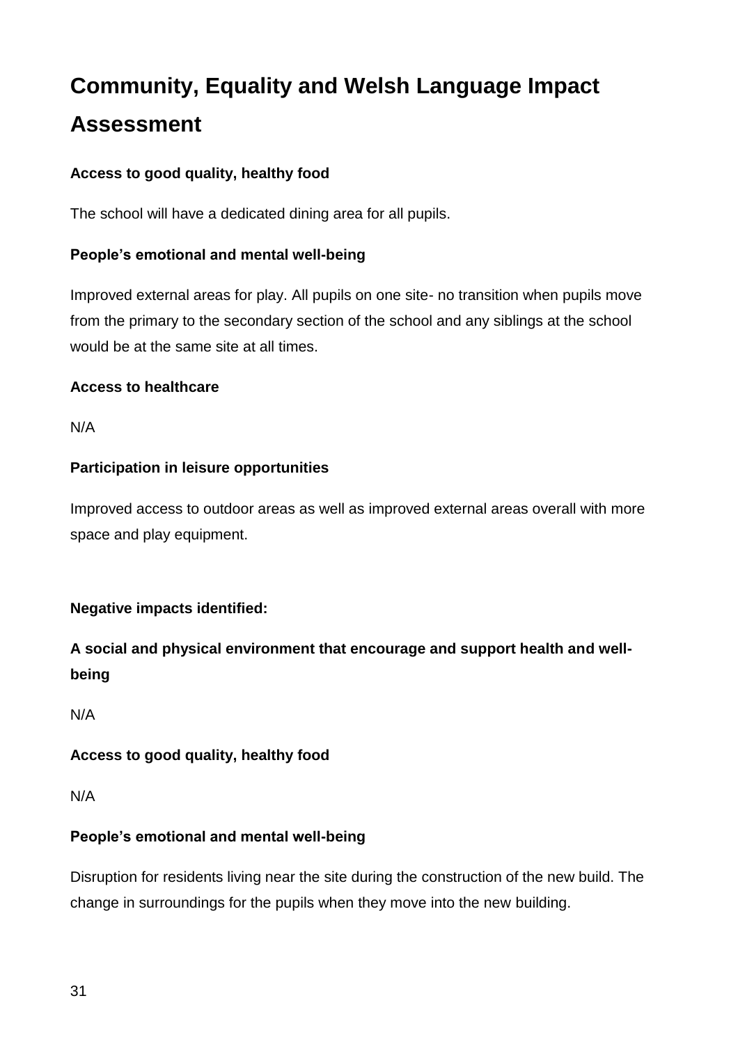# Community, Equality and Welsh Language Impact Assessment

**Access to good quality, healthy food**

The school will have a dedicated dining area for all pupils.

**People's emotional and mental well-being**

Improved external areas for play. All pupils on one site- no transition when pupils move from the primary to the secondary section of the school and any siblings at the school would be at the same site at all times.

**Access to healthcare**

N/A

**Participation in leisure opportunities**

Improved access to outdoor areas as well as improved external areas overall with more space and play equipment.

**Negative impacts identified:**

**A social and physical environment that encourage and support health and well-being**

N/A

**Access to good quality, healthy food**

N/A

**People's emotional and mental well-being**

Disruption for residents living near the site during the construction of the new build. The change in surroundings for the pupils when they move into the new building.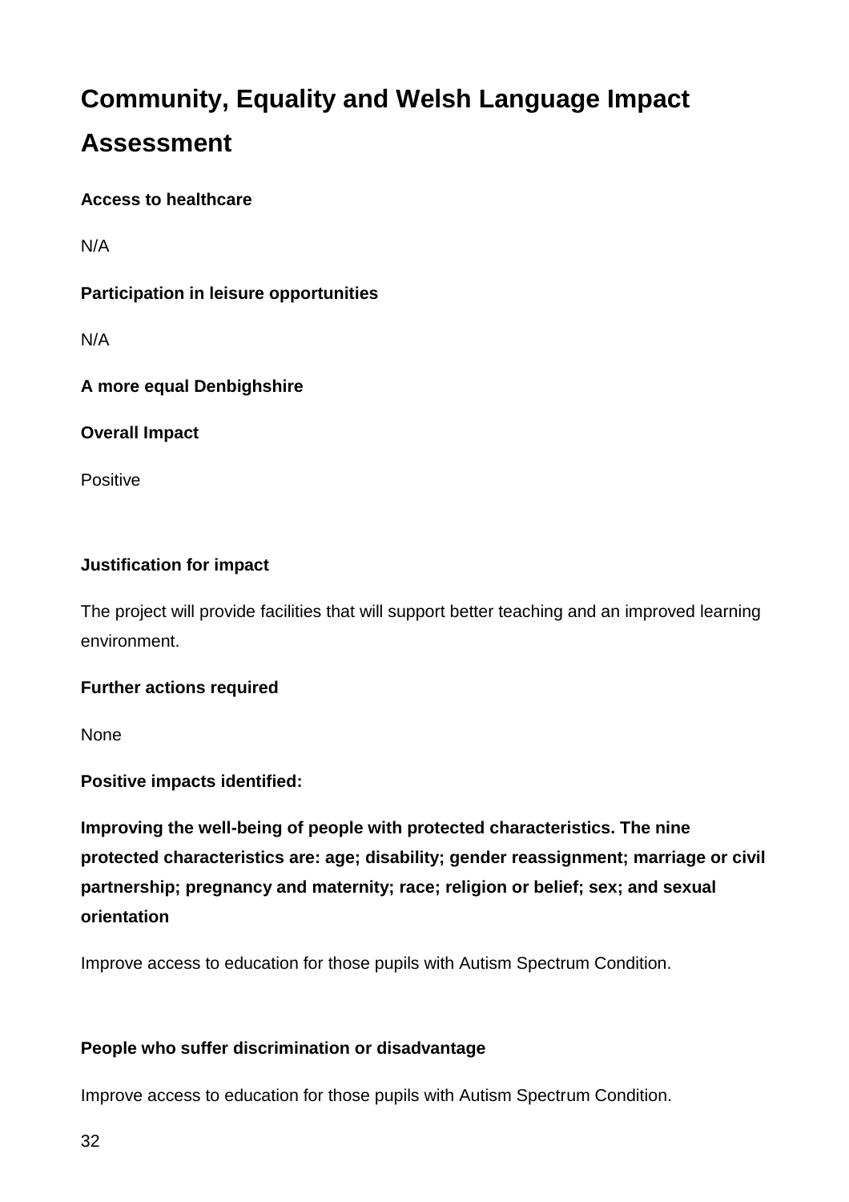# Community, Equality and Welsh Language Impact Assessment

**Access to healthcare**

N/A

**Participation in leisure opportunities**

N/A

**A more equal Denbighshire**

**Overall Impact**

Positive

**Justification for impact**

The project will provide facilities that will support better teaching and an improved learning environment.

**Further actions required**

None

**Positive impacts identified:**

**Improving the well-being of people with protected characteristics. The nine protected characteristics are: age; disability; gender reassignment; marriage or civil partnership; pregnancy and maternity; race; religion or belief; sex; and sexual orientation**

Improve access to education for those pupils with Autism Spectrum Condition.

**People who suffer discrimination or disadvantage**

Improve access to education for those pupils with Autism Spectrum Condition.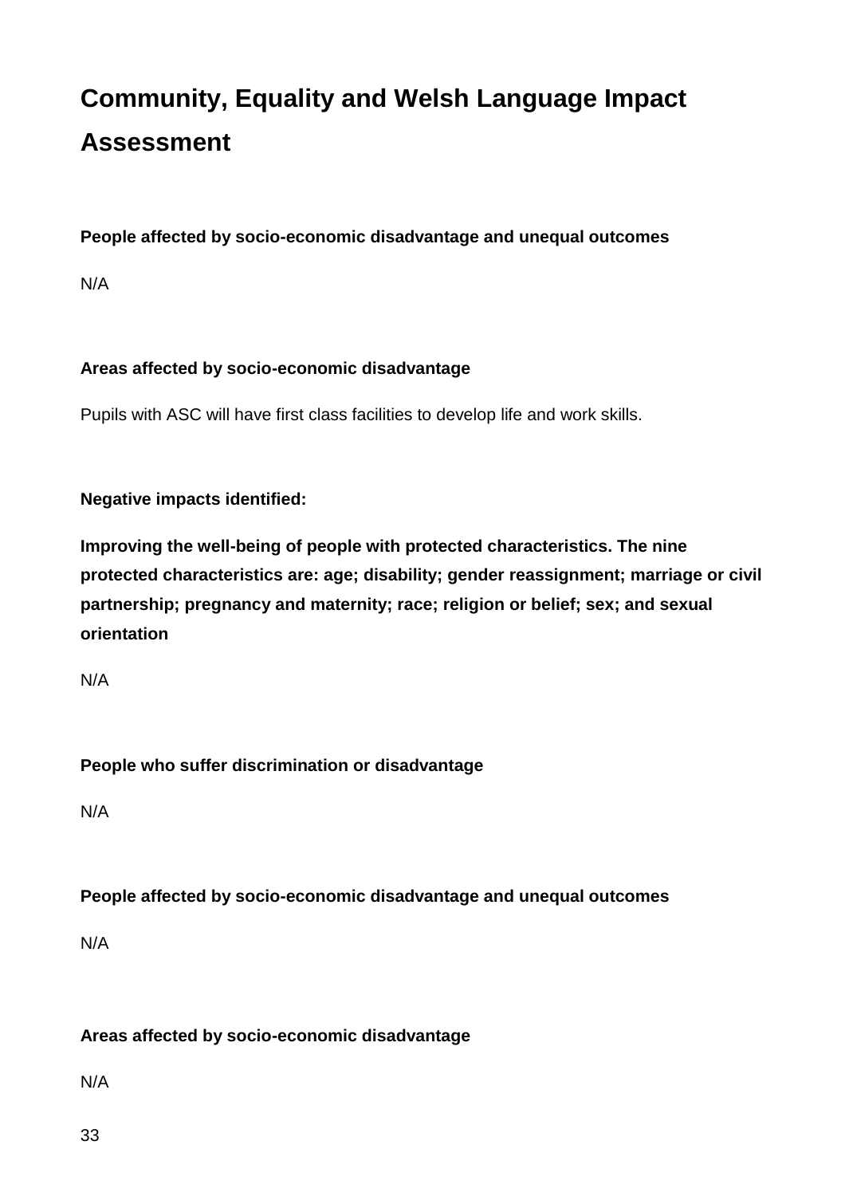# Community, Equality and Welsh Language Impact Assessment

**People affected by socio-economic disadvantage and unequal outcomes**

N/A

**Areas affected by socio-economic disadvantage**

Pupils with ASC will have first class facilities to develop life and work skills.

**Negative impacts identified:**

**Improving the well-being of people with protected characteristics. The nine protected characteristics are: age; disability; gender reassignment; marriage or civil partnership; pregnancy and maternity; race; religion or belief; sex; and sexual orientation**

N/A

**People who suffer discrimination or disadvantage**

N/A

**People affected by socio-economic disadvantage and unequal outcomes**

N/A

**Areas affected by socio-economic disadvantage**

N/A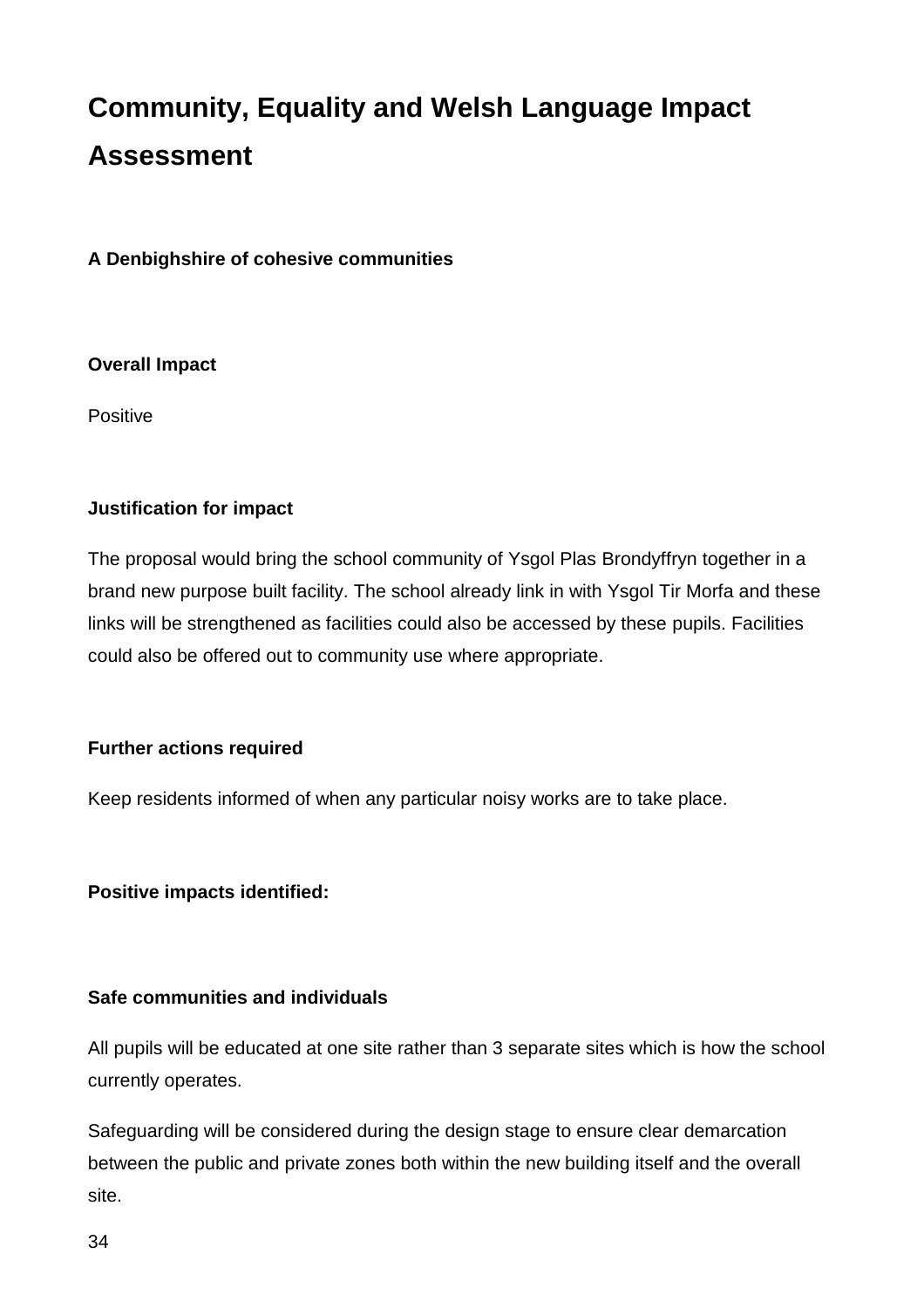# Community, Equality and Welsh Language Impact Assessment

**A Denbighshire of cohesive communities**

**Overall Impact**

Positive

**Justification for impact**

The proposal would bring the school community of Ysgol Plas Brondyffryn together in a brand new purpose built facility. The school already link in with Ysgol Tir Morfa and these links will be strengthened as facilities could also be accessed by these pupils. Facilities could also be offered out to community use where appropriate.

**Further actions required**

Keep residents informed of when any particular noisy works are to take place.

**Positive impacts identified:**

**Safe communities and individuals**

All pupils will be educated at one site rather than 3 separate sites which is how the school currently operates.

Safeguarding will be considered during the design stage to ensure clear demarcation between the public and private zones both within the new building itself and the overall site.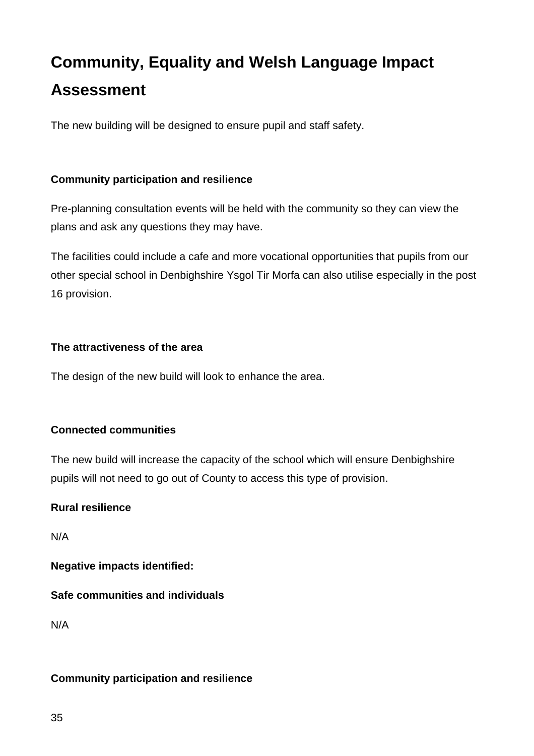## Community, Equality and Welsh Language Impact Assessment

The new building will be designed to ensure pupil and staff safety.

**Community participation and resilience**

Pre-planning consultation events will be held with the community so they can view the plans and ask any questions they may have.

The facilities could include a cafe and more vocational opportunities that pupils from our other special school in Denbighshire Ysgol Tir Morfa can also utilise especially in the post 16 provision.

**The attractiveness of the area**

The design of the new build will look to enhance the area.

**Connected communities**

The new build will increase the capacity of the school which will ensure Denbighshire pupils will not need to go out of County to access this type of provision.

**Rural resilience**

N/A

**Negative impacts identified:**

**Safe communities and individuals**

N/A

**Community participation and resilience**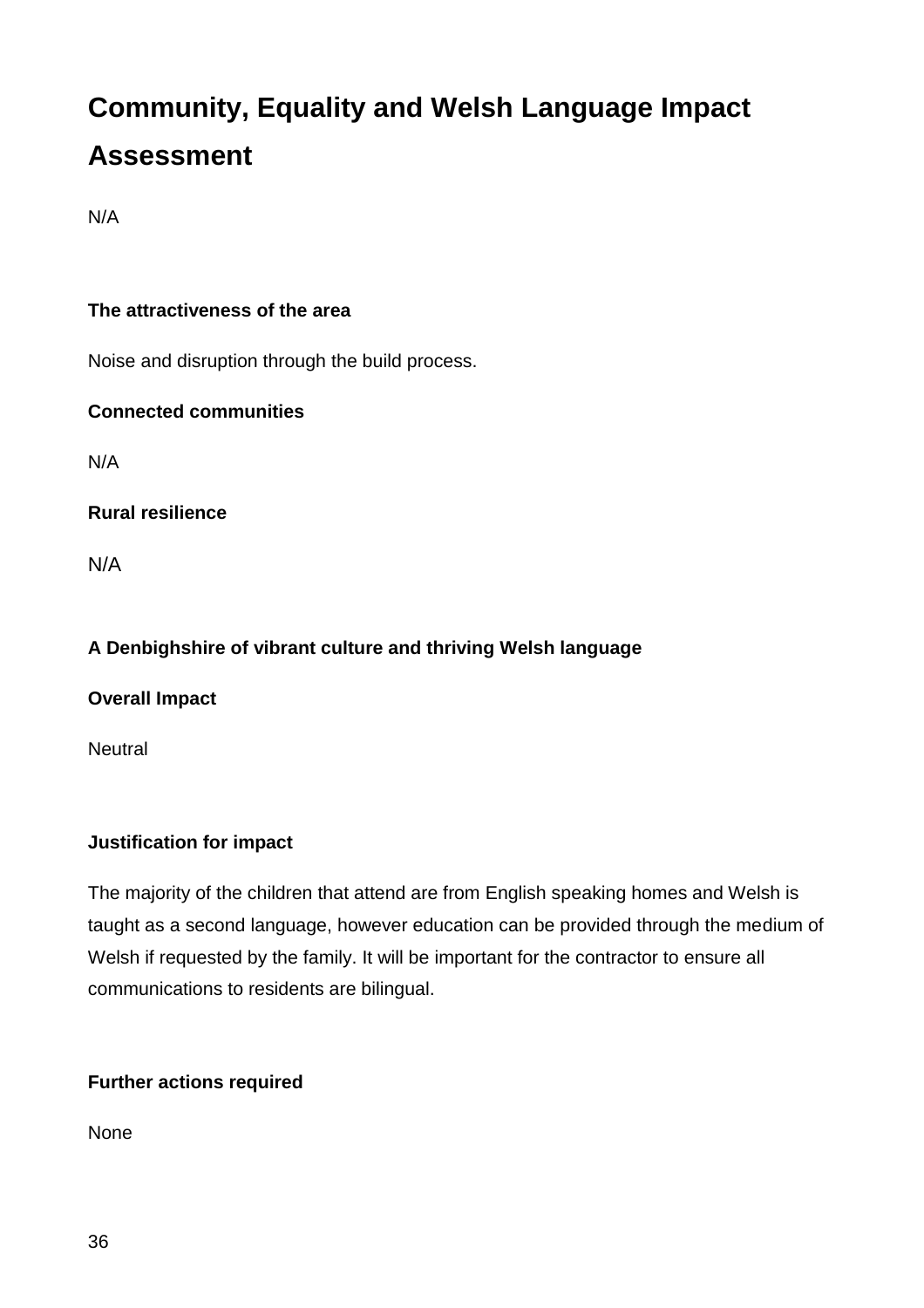# Community, Equality and Welsh Language Impact Assessment

N/A

**The attractiveness of the area**

Noise and disruption through the build process.

**Connected communities**

N/A

**Rural resilience**

N/A

**A Denbighshire of vibrant culture and thriving Welsh language**

**Overall Impact**

Neutral

**Justification for impact**

The majority of the children that attend are from English speaking homes and Welsh is taught as a second language, however education can be provided through the medium of Welsh if requested by the family. It will be important for the contractor to ensure all communications to residents are bilingual.

**Further actions required**

None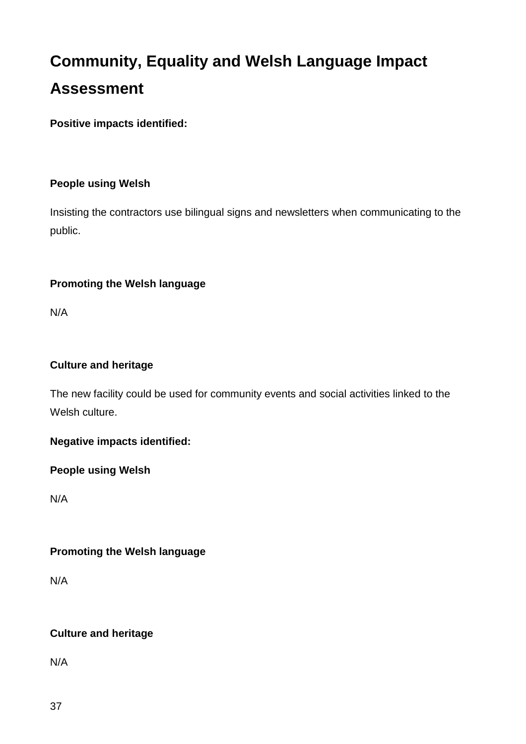# Community, Equality and Welsh Language Impact Assessment

**Positive impacts identified:**

**People using Welsh**

Insisting the contractors use bilingual signs and newsletters when communicating to the public.

**Promoting the Welsh language**

N/A

**Culture and heritage**

The new facility could be used for community events and social activities linked to the Welsh culture.

**Negative impacts identified:**

**People using Welsh**

N/A

**Promoting the Welsh language**

N/A

**Culture and heritage**

N/A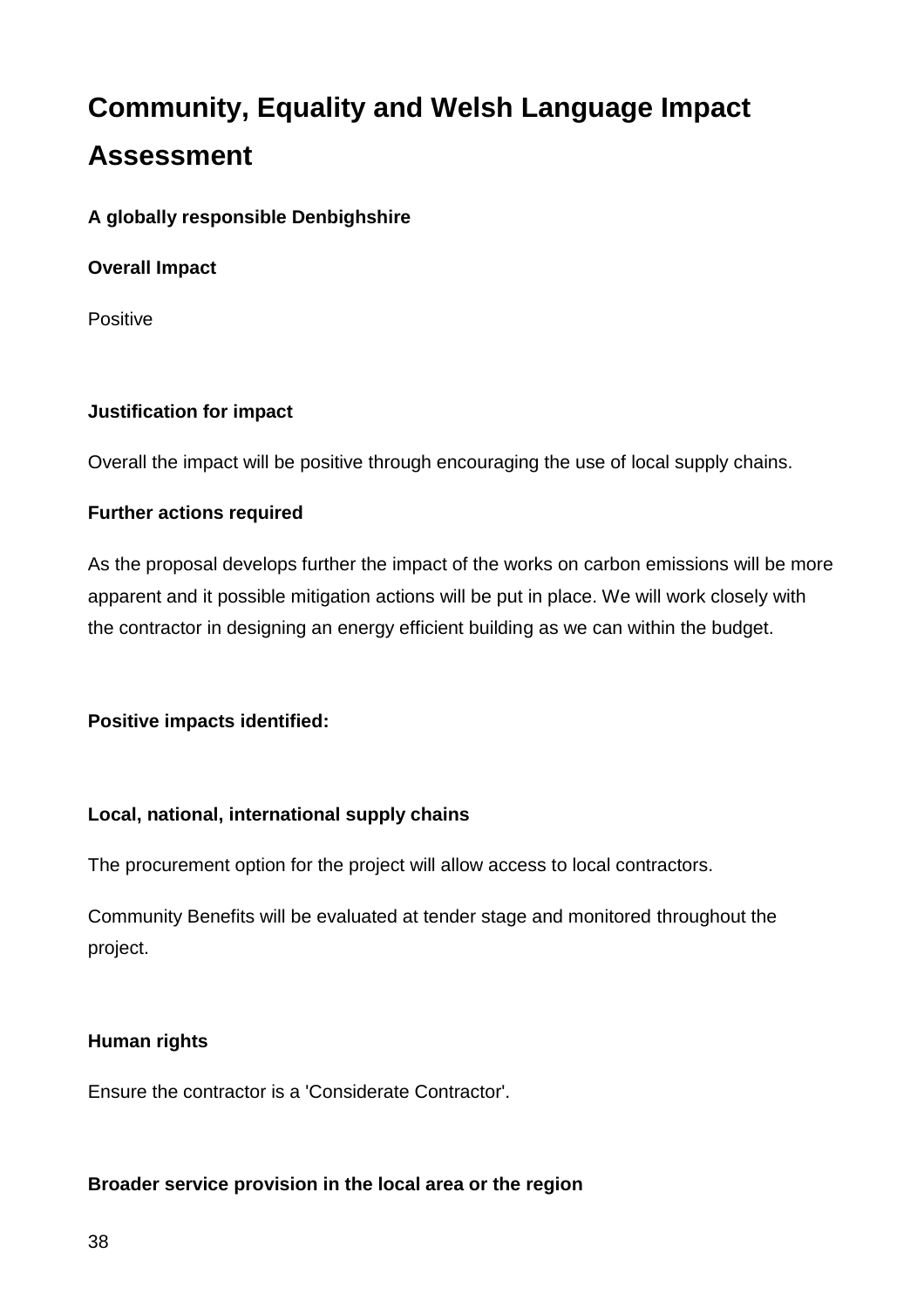# Community, Equality and Welsh Language Impact Assessment

**A globally responsible Denbighshire**

**Overall Impact**

Positive

**Justification for impact**

Overall the impact will be positive through encouraging the use of local supply chains.

**Further actions required**

As the proposal develops further the impact of the works on carbon emissions will be more apparent and it possible mitigation actions will be put in place. We will work closely with the contractor in designing an energy efficient building as we can within the budget.

**Positive impacts identified:**

**Local, national, international supply chains**

The procurement option for the project will allow access to local contractors.

Community Benefits will be evaluated at tender stage and monitored throughout the project.

**Human rights**

Ensure the contractor is a 'Considerate Contractor'.

**Broader service provision in the local area or the region**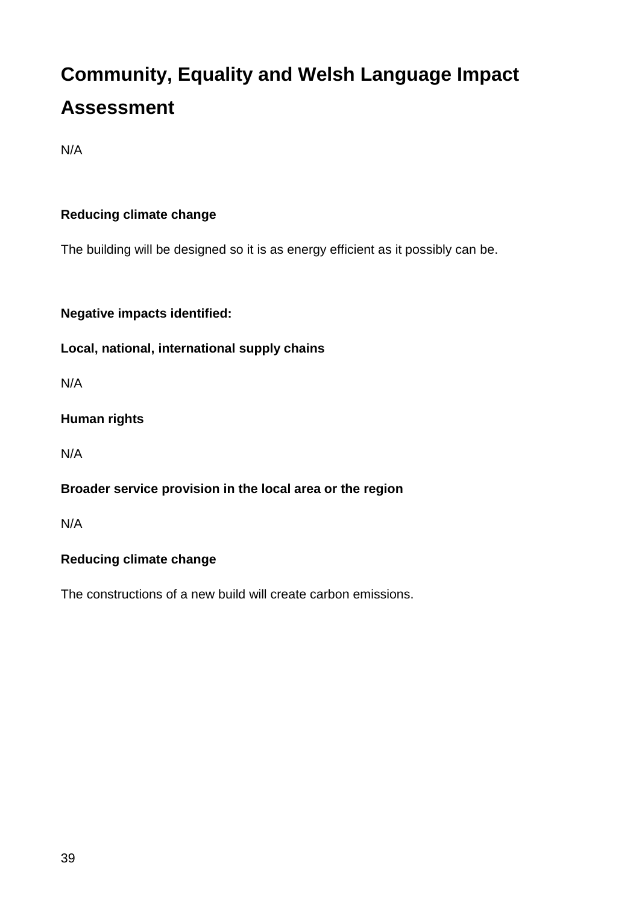## Community, Equality and Welsh Language Impact Assessment

N/A

**Reducing climate change**

The building will be designed so it is as energy efficient as it possibly can be.

**Negative impacts identified:**

**Local, national, international supply chains**

N/A

**Human rights**

N/A

**Broader service provision in the local area or the region**

N/A

**Reducing climate change**

The constructions of a new build will create carbon emissions.